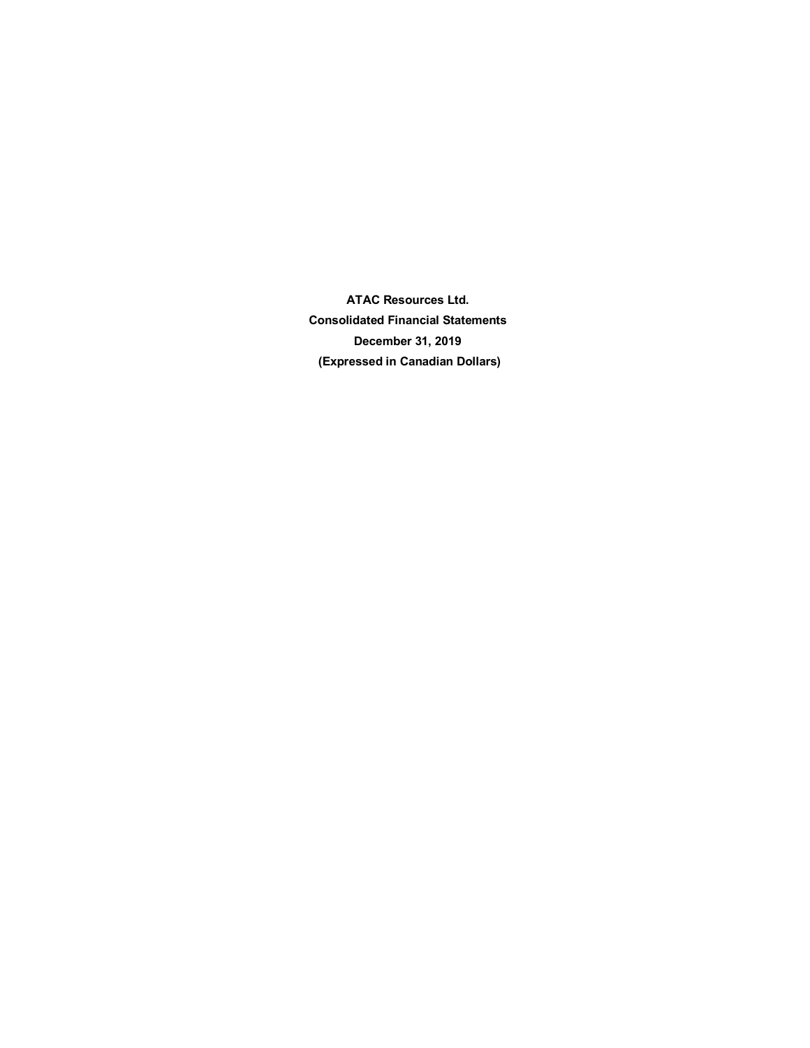**ATAC Resources Ltd.**

**Consolidated Financial Statements**

**December 31, 2019**

**(Expressed in Canadian Dollars)**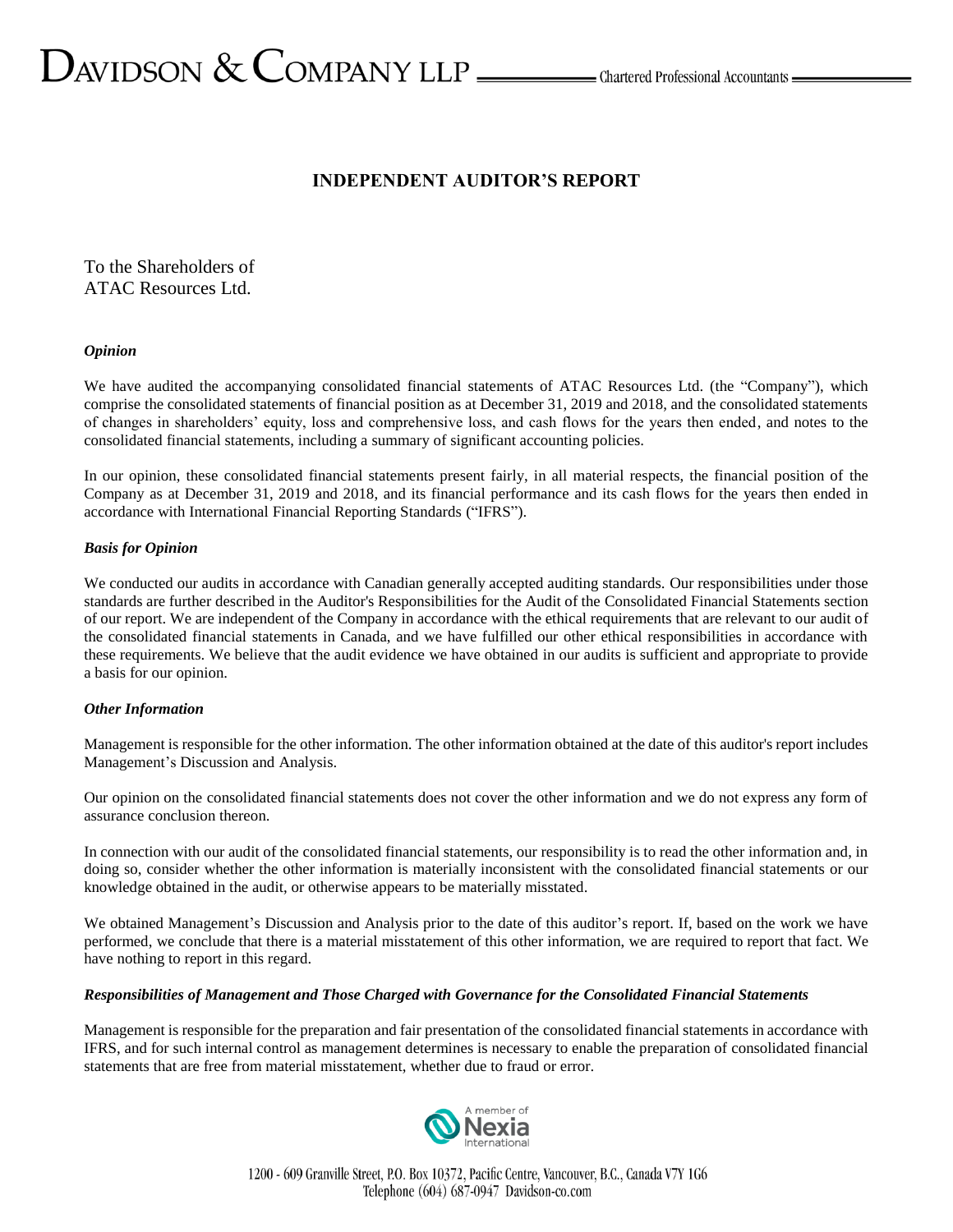# INDEPENDENT AUDITOR'S REPORT

To the Shareholders of
ATAC Resources Ltd.

### *Opinion*

We have audited the accompanying consolidated financial statements of ATAC Resources Ltd. (the "Company"), which comprise the consolidated statements of financial position as at December 31, 2019 and 2018, and the consolidated statements of changes in shareholders' equity, loss and comprehensive loss, and cash flows for the years then ended, and notes to the consolidated financial statements, including a summary of significant accounting policies.

In our opinion, these consolidated financial statements present fairly, in all material respects, the financial position of the Company as at December 31, 2019 and 2018, and its financial performance and its cash flows for the years then ended in accordance with International Financial Reporting Standards ("IFRS").

### *Basis for Opinion*

We conducted our audits in accordance with Canadian generally accepted auditing standards. Our responsibilities under those standards are further described in the Auditor's Responsibilities for the Audit of the Consolidated Financial Statements section of our report. We are independent of the Company in accordance with the ethical requirements that are relevant to our audit of the consolidated financial statements in Canada, and we have fulfilled our other ethical responsibilities in accordance with these requirements. We believe that the audit evidence we have obtained in our audits is sufficient and appropriate to provide a basis for our opinion.

### *Other Information*

Management is responsible for the other information. The other information obtained at the date of this auditor's report includes Management's Discussion and Analysis.

Our opinion on the consolidated financial statements does not cover the other information and we do not express any form of assurance conclusion thereon.

In connection with our audit of the consolidated financial statements, our responsibility is to read the other information and, in doing so, consider whether the other information is materially inconsistent with the consolidated financial statements or our knowledge obtained in the audit, or otherwise appears to be materially misstated.

We obtained Management's Discussion and Analysis prior to the date of this auditor's report. If, based on the work we have performed, we conclude that there is a material misstatement of this other information, we are required to report that fact. We have nothing to report in this regard.

### *Responsibilities of Management and Those Charged with Governance for the Consolidated Financial Statements*

Management is responsible for the preparation and fair presentation of the consolidated financial statements in accordance with IFRS, and for such internal control as management determines is necessary to enable the preparation of consolidated financial statements that are free from material misstatement, whether due to fraud or error.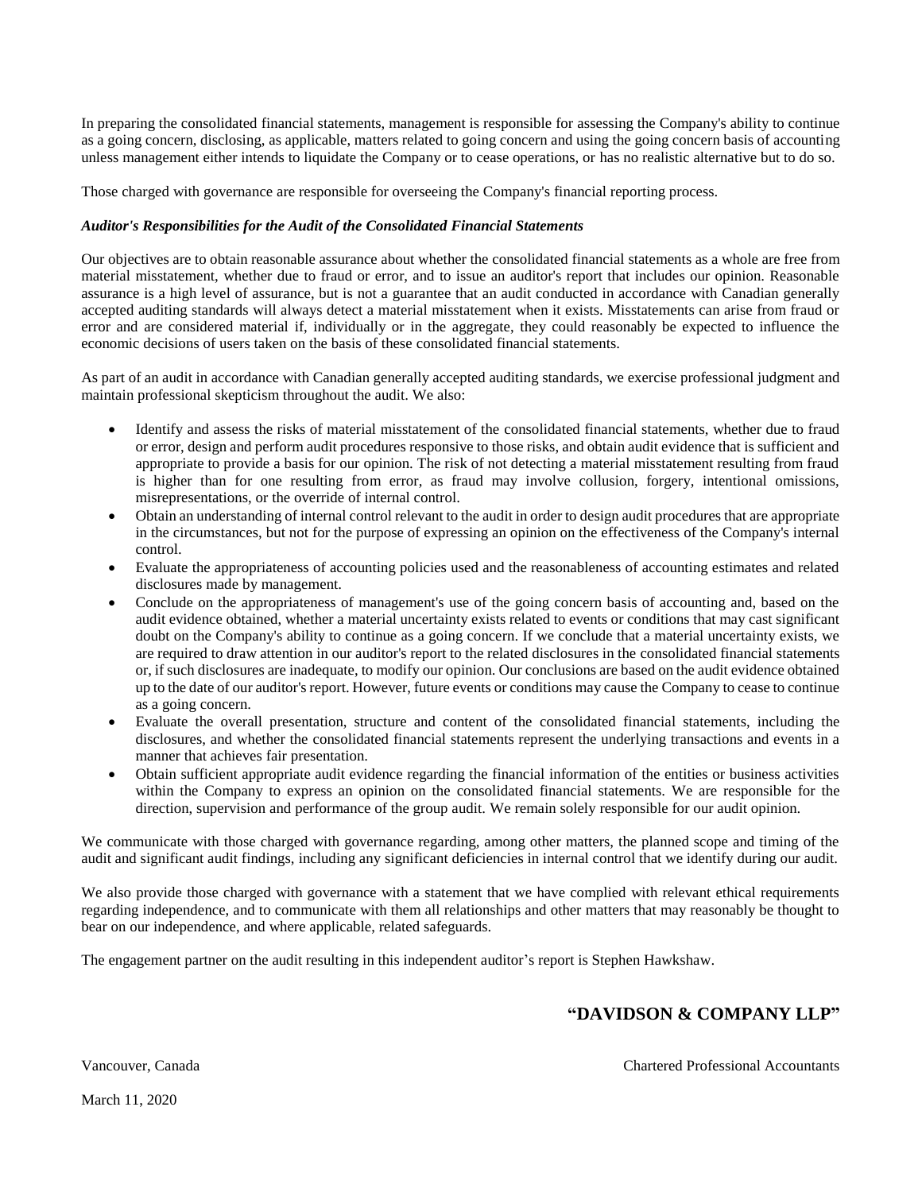In preparing the consolidated financial statements, management is responsible for assessing the Company's ability to continue as a going concern, disclosing, as applicable, matters related to going concern and using the going concern basis of accounting unless management either intends to liquidate the Company or to cease operations, or has no realistic alternative but to do so.

Those charged with governance are responsible for overseeing the Company's financial reporting process.

***Auditor's Responsibilities for the Audit of the Consolidated Financial Statements***

Our objectives are to obtain reasonable assurance about whether the consolidated financial statements as a whole are free from material misstatement, whether due to fraud or error, and to issue an auditor's report that includes our opinion. Reasonable assurance is a high level of assurance, but is not a guarantee that an audit conducted in accordance with Canadian generally accepted auditing standards will always detect a material misstatement when it exists. Misstatements can arise from fraud or error and are considered material if, individually or in the aggregate, they could reasonably be expected to influence the economic decisions of users taken on the basis of these consolidated financial statements.

As part of an audit in accordance with Canadian generally accepted auditing standards, we exercise professional judgment and maintain professional skepticism throughout the audit. We also:

- Identify and assess the risks of material misstatement of the consolidated financial statements, whether due to fraud or error, design and perform audit procedures responsive to those risks, and obtain audit evidence that is sufficient and appropriate to provide a basis for our opinion. The risk of not detecting a material misstatement resulting from fraud is higher than for one resulting from error, as fraud may involve collusion, forgery, intentional omissions, misrepresentations, or the override of internal control.
- Obtain an understanding of internal control relevant to the audit in order to design audit procedures that are appropriate in the circumstances, but not for the purpose of expressing an opinion on the effectiveness of the Company's internal control.
- Evaluate the appropriateness of accounting policies used and the reasonableness of accounting estimates and related disclosures made by management.
- Conclude on the appropriateness of management's use of the going concern basis of accounting and, based on the audit evidence obtained, whether a material uncertainty exists related to events or conditions that may cast significant doubt on the Company's ability to continue as a going concern. If we conclude that a material uncertainty exists, we are required to draw attention in our auditor's report to the related disclosures in the consolidated financial statements or, if such disclosures are inadequate, to modify our opinion. Our conclusions are based on the audit evidence obtained up to the date of our auditor's report. However, future events or conditions may cause the Company to cease to continue as a going concern.
- Evaluate the overall presentation, structure and content of the consolidated financial statements, including the disclosures, and whether the consolidated financial statements represent the underlying transactions and events in a manner that achieves fair presentation.
- Obtain sufficient appropriate audit evidence regarding the financial information of the entities or business activities within the Company to express an opinion on the consolidated financial statements. We are responsible for the direction, supervision and performance of the group audit. We remain solely responsible for our audit opinion.

We communicate with those charged with governance regarding, among other matters, the planned scope and timing of the audit and significant audit findings, including any significant deficiencies in internal control that we identify during our audit.

We also provide those charged with governance with a statement that we have complied with relevant ethical requirements regarding independence, and to communicate with them all relationships and other matters that may reasonably be thought to bear on our independence, and where applicable, related safeguards.

The engagement partner on the audit resulting in this independent auditor's report is Stephen Hawkshaw.

**"DAVIDSON & COMPANY LLP"**

Vancouver, Canada

Chartered Professional Accountants

March 11, 2020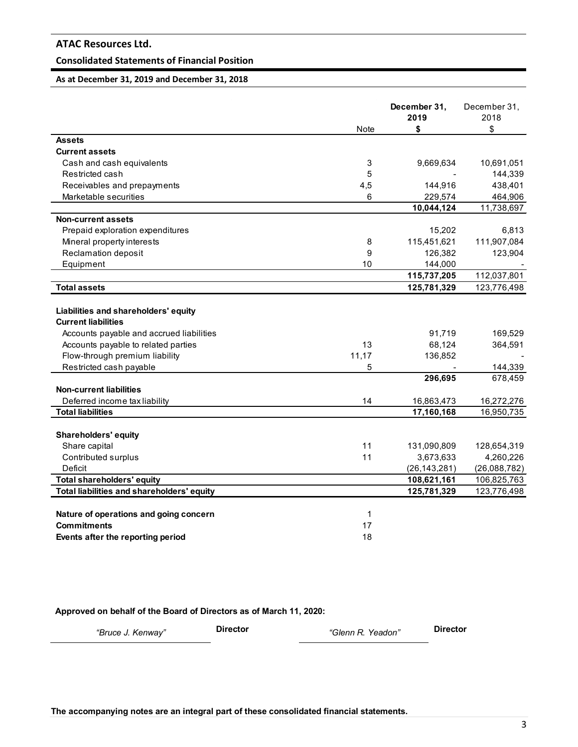# ATAC Resources Ltd.

## Consolidated Statements of Financial Position

### As at December 31, 2019 and December 31, 2018

| | Note | December 31, 2019 $ | December 31, 2018 $ |
|---|---|---|---|
| **Assets** | | | |
| **Current assets** | | | |
| Cash and cash equivalents | 3 | 9,669,634 | 10,691,051 |
| Restricted cash | 5 | - | 144,339 |
| Receivables and prepayments | 4,5 | 144,916 | 438,401 |
| Marketable securities | 6 | 229,574 | 464,906 |
| | | **10,044,124** | 11,738,697 |
| **Non-current assets** | | | |
| Prepaid exploration expenditures | | 15,202 | 6,813 |
| Mineral property interests | 8 | 115,451,621 | 111,907,084 |
| Reclamation deposit | 9 | 126,382 | 123,904 |
| Equipment | 10 | 144,000 | - |
| | | **115,737,205** | 112,037,801 |
| **Total assets** | | **125,781,329** | 123,776,498 |
| | | | |
| **Liabilities and shareholders' equity** | | | |
| **Current liabilities** | | | |
| Accounts payable and accrued liabilities | | 91,719 | 169,529 |
| Accounts payable to related parties | 13 | 68,124 | 364,591 |
| Flow-through premium liability | 11,17 | 136,852 | - |
| Restricted cash payable | 5 | - | 144,339 |
| | | **296,695** | 678,459 |
| **Non-current liabilities** | | | |
| Deferred income tax liability | 14 | 16,863,473 | 16,272,276 |
| **Total liabilities** | | **17,160,168** | 16,950,735 |
| | | | |
| **Shareholders' equity** | | | |
| Share capital | 11 | 131,090,809 | 128,654,319 |
| Contributed surplus | 11 | 3,673,633 | 4,260,226 |
| Deficit | | (26,143,281) | (26,088,782) |
| **Total shareholders' equity** | | **108,621,161** | 106,825,763 |
| **Total liabilities and shareholders' equity** | | **125,781,329** | 123,776,498 |
| | | | |
| **Nature of operations and going concern** | 1 | | |
| **Commitments** | 17 | | |
| **Events after the reporting period** | 18 | | |

**Approved on behalf of the Board of Directors as of March 11, 2020:**

*"Bruce J. Kenway"* **Director** *"Glenn R. Yeadon"* **Director**

**The accompanying notes are an integral part of these consolidated financial statements.**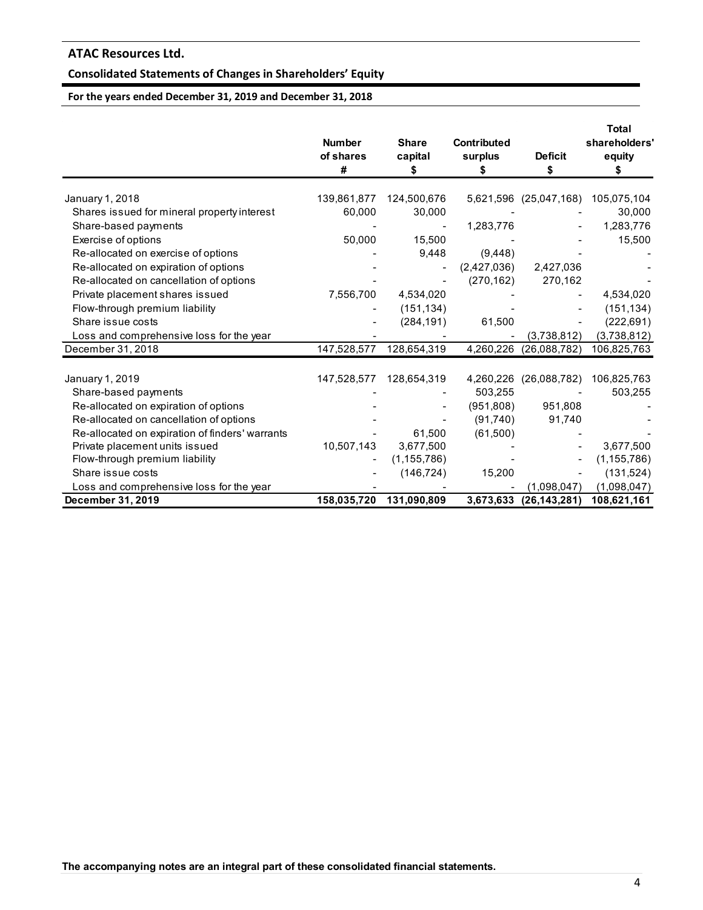## ATAC Resources Ltd.

### Consolidated Statements of Changes in Shareholders' Equity

**For the years ended December 31, 2019 and December 31, 2018**

| | Number of shares # | Share capital $ | Contributed surplus $ | Deficit $ | Total shareholders' equity $ |
|---|---|---|---|---|---|
| January 1, 2018 | 139,861,877 | 124,500,676 | 5,621,596 | (25,047,168) | 105,075,104 |
| Shares issued for mineral property interest | 60,000 | 30,000 | - | - | 30,000 |
| Share-based payments | - | - | 1,283,776 | - | 1,283,776 |
| Exercise of options | 50,000 | 15,500 | - | - | 15,500 |
| Re-allocated on exercise of options | - | 9,448 | (9,448) | - | - |
| Re-allocated on expiration of options | - | - | (2,427,036) | 2,427,036 | - |
| Re-allocated on cancellation of options | - | - | (270,162) | 270,162 | - |
| Private placement shares issued | 7,556,700 | 4,534,020 | - | - | 4,534,020 |
| Flow-through premium liability | - | (151,134) | - | - | (151,134) |
| Share issue costs | - | (284,191) | 61,500 | - | (222,691) |
| Loss and comprehensive loss for the year | - | - | - | (3,738,812) | (3,738,812) |
| December 31, 2018 | 147,528,577 | 128,654,319 | 4,260,226 | (26,088,782) | 106,825,763 |
| | | | | | |
| January 1, 2019 | 147,528,577 | 128,654,319 | 4,260,226 | (26,088,782) | 106,825,763 |
| Share-based payments | - | - | 503,255 | - | 503,255 |
| Re-allocated on expiration of options | - | - | (951,808) | 951,808 | - |
| Re-allocated on cancellation of options | - | - | (91,740) | 91,740 | - |
| Re-allocated on expiration of finders' warrants | - | 61,500 | (61,500) | - | - |
| Private placement units issued | 10,507,143 | 3,677,500 | - | - | 3,677,500 |
| Flow-through premium liability | - | (1,155,786) | - | - | (1,155,786) |
| Share issue costs | - | (146,724) | 15,200 | - | (131,524) |
| Loss and comprehensive loss for the year | - | - | - | (1,098,047) | (1,098,047) |
| **December 31, 2019** | **158,035,720** | **131,090,809** | **3,673,633** | **(26,143,281)** | **108,621,161** |

**The accompanying notes are an integral part of these consolidated financial statements.**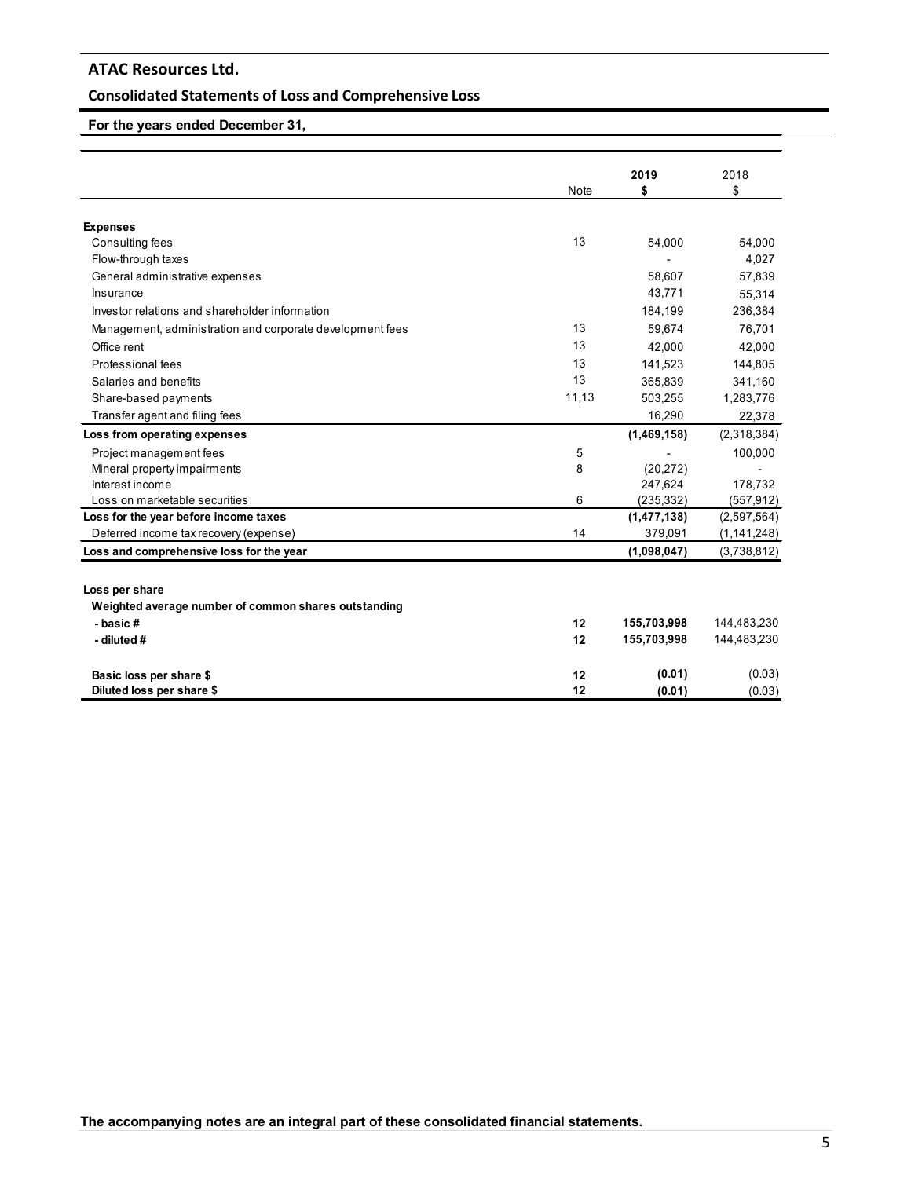# ATAC Resources Ltd.

## Consolidated Statements of Loss and Comprehensive Loss

**For the years ended December 31,**

| | Note | **2019**<br>**$** | 2018<br>$ |
|---|---|---|---|
| **Expenses** | | | |
| Consulting fees | 13 | 54,000 | 54,000 |
| Flow-through taxes | | - | 4,027 |
| General administrative expenses | | 58,607 | 57,839 |
| Insurance | | 43,771 | 55,314 |
| Investor relations and shareholder information | | 184,199 | 236,384 |
| Management, administration and corporate development fees | 13 | 59,674 | 76,701 |
| Office rent | 13 | 42,000 | 42,000 |
| Professional fees | 13 | 141,523 | 144,805 |
| Salaries and benefits | 13 | 365,839 | 341,160 |
| Share-based payments | 11,13 | 503,255 | 1,283,776 |
| Transfer agent and filing fees | | 16,290 | 22,378 |
| **Loss from operating expenses** | | **(1,469,158)** | (2,318,384) |
| Project management fees | 5 | - | 100,000 |
| Mineral property impairments | 8 | (20,272) | - |
| Interest income | | 247,624 | 178,732 |
| Loss on marketable securities | 6 | (235,332) | (557,912) |
| **Loss for the year before income taxes** | | **(1,477,138)** | (2,597,564) |
| Deferred income tax recovery (expense) | 14 | 379,091 | (1,141,248) |
| **Loss and comprehensive loss for the year** | | **(1,098,047)** | (3,738,812) |
| | | | |
| **Loss per share** | | | |
| **Weighted average number of common shares outstanding** | | | |
| **- basic #** | **12** | **155,703,998** | 144,483,230 |
| **- diluted #** | **12** | **155,703,998** | 144,483,230 |
| | | | |
| **Basic loss per share $** | **12** | **(0.01)** | (0.03) |
| **Diluted loss per share $** | **12** | **(0.01)** | (0.03) |

**The accompanying notes are an integral part of these consolidated financial statements.**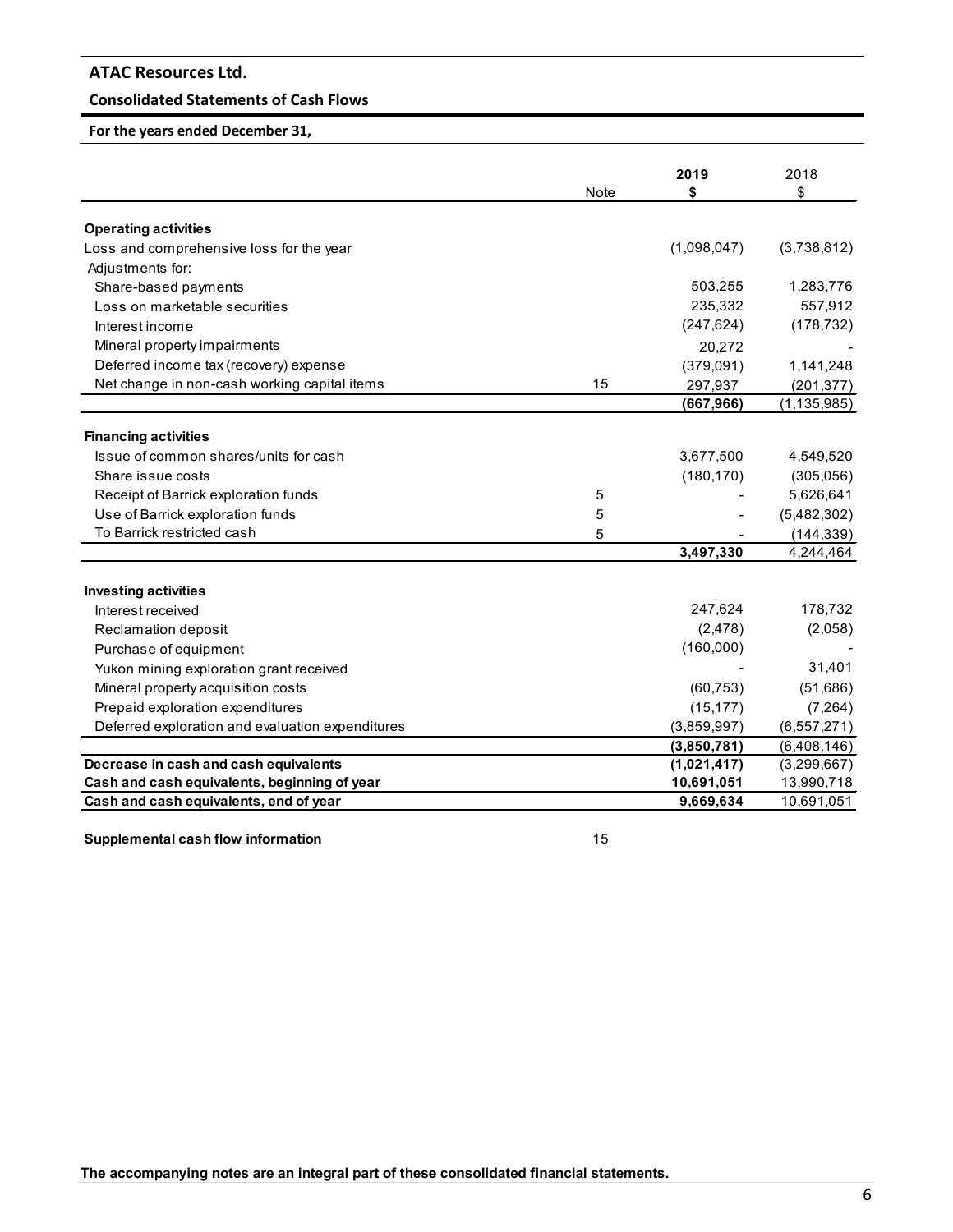## ATAC Resources Ltd.

### Consolidated Statements of Cash Flows

**For the years ended December 31,**

| | Note | **2019** **$** | 2018 $ |
|---|---|---|---|
| **Operating activities** | | | |
| Loss and comprehensive loss for the year | | (1,098,047) | (3,738,812) |
| Adjustments for: | | | |
| Share-based payments | | 503,255 | 1,283,776 |
| Loss on marketable securities | | 235,332 | 557,912 |
| Interest income | | (247,624) | (178,732) |
| Mineral property impairments | | 20,272 | - |
| Deferred income tax (recovery) expense | | (379,091) | 1,141,248 |
| Net change in non-cash working capital items | 15 | 297,937 | (201,377) |
| | | **(667,966)** | (1,135,985) |
| **Financing activities** | | | |
| Issue of common shares/units for cash | | 3,677,500 | 4,549,520 |
| Share issue costs | | (180,170) | (305,056) |
| Receipt of Barrick exploration funds | 5 | - | 5,626,641 |
| Use of Barrick exploration funds | 5 | - | (5,482,302) |
| To Barrick restricted cash | 5 | - | (144,339) |
| | | **3,497,330** | 4,244,464 |
| **Investing activities** | | | |
| Interest received | | 247,624 | 178,732 |
| Reclamation deposit | | (2,478) | (2,058) |
| Purchase of equipment | | (160,000) | - |
| Yukon mining exploration grant received | | - | 31,401 |
| Mineral property acquisition costs | | (60,753) | (51,686) |
| Prepaid exploration expenditures | | (15,177) | (7,264) |
| Deferred exploration and evaluation expenditures | | (3,859,997) | (6,557,271) |
| | | **(3,850,781)** | (6,408,146) |
| **Decrease in cash and cash equivalents** | | **(1,021,417)** | (3,299,667) |
| **Cash and cash equivalents, beginning of year** | | **10,691,051** | 13,990,718 |
| **Cash and cash equivalents, end of year** | | **9,669,634** | 10,691,051 |

**Supplemental cash flow information** 15

**The accompanying notes are an integral part of these consolidated financial statements.**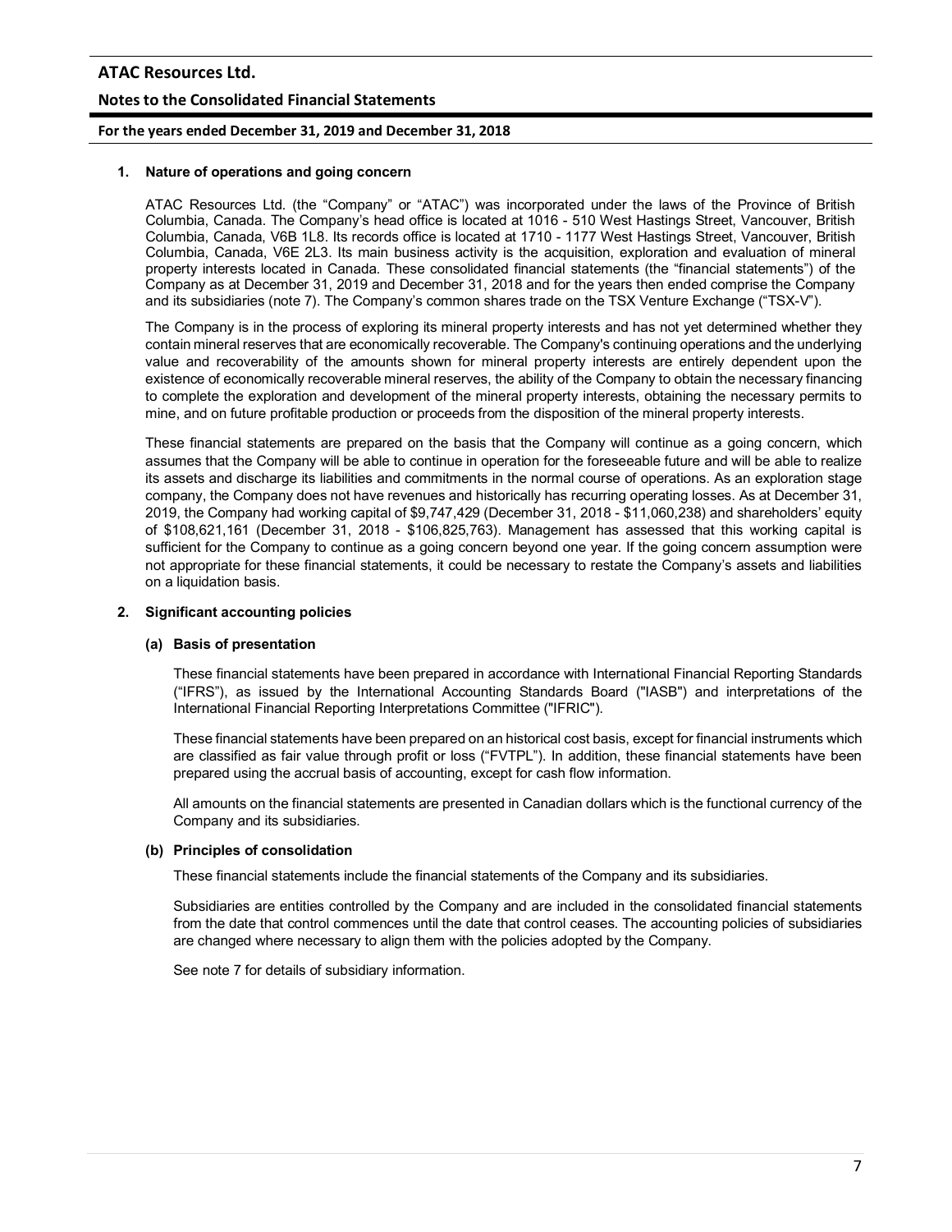## 1. Nature of operations and going concern

ATAC Resources Ltd. (the "Company" or "ATAC") was incorporated under the laws of the Province of British Columbia, Canada. The Company's head office is located at 1016 - 510 West Hastings Street, Vancouver, British Columbia, Canada, V6B 1L8. Its records office is located at 1710 - 1177 West Hastings Street, Vancouver, British Columbia, Canada, V6E 2L3. Its main business activity is the acquisition, exploration and evaluation of mineral property interests located in Canada. These consolidated financial statements (the "financial statements") of the Company as at December 31, 2019 and December 31, 2018 and for the years then ended comprise the Company and its subsidiaries (note 7). The Company's common shares trade on the TSX Venture Exchange ("TSX-V").

The Company is in the process of exploring its mineral property interests and has not yet determined whether they contain mineral reserves that are economically recoverable. The Company's continuing operations and the underlying value and recoverability of the amounts shown for mineral property interests are entirely dependent upon the existence of economically recoverable mineral reserves, the ability of the Company to obtain the necessary financing to complete the exploration and development of the mineral property interests, obtaining the necessary permits to mine, and on future profitable production or proceeds from the disposition of the mineral property interests.

These financial statements are prepared on the basis that the Company will continue as a going concern, which assumes that the Company will be able to continue in operation for the foreseeable future and will be able to realize its assets and discharge its liabilities and commitments in the normal course of operations. As an exploration stage company, the Company does not have revenues and historically has recurring operating losses. As at December 31, 2019, the Company had working capital of $9,747,429 (December 31, 2018 - $11,060,238) and shareholders' equity of $108,621,161 (December 31, 2018 - $106,825,763). Management has assessed that this working capital is sufficient for the Company to continue as a going concern beyond one year. If the going concern assumption were not appropriate for these financial statements, it could be necessary to restate the Company's assets and liabilities on a liquidation basis.

## 2. Significant accounting policies

### (a) Basis of presentation

These financial statements have been prepared in accordance with International Financial Reporting Standards ("IFRS"), as issued by the International Accounting Standards Board ("IASB") and interpretations of the International Financial Reporting Interpretations Committee ("IFRIC").

These financial statements have been prepared on an historical cost basis, except for financial instruments which are classified as fair value through profit or loss ("FVTPL"). In addition, these financial statements have been prepared using the accrual basis of accounting, except for cash flow information.

All amounts on the financial statements are presented in Canadian dollars which is the functional currency of the Company and its subsidiaries.

### (b) Principles of consolidation

These financial statements include the financial statements of the Company and its subsidiaries.

Subsidiaries are entities controlled by the Company and are included in the consolidated financial statements from the date that control commences until the date that control ceases. The accounting policies of subsidiaries are changed where necessary to align them with the policies adopted by the Company.

See note 7 for details of subsidiary information.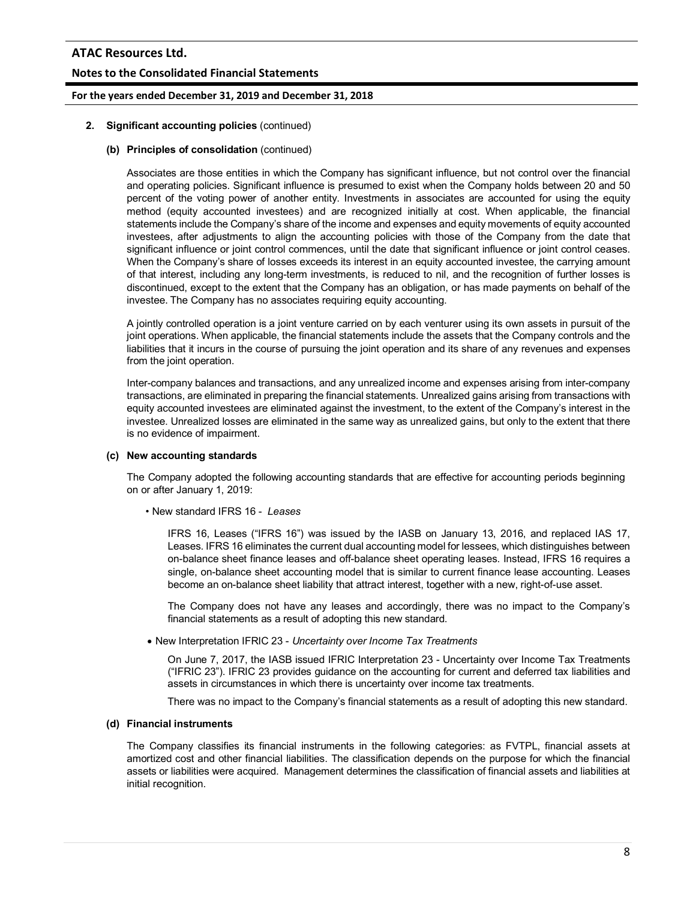**2. Significant accounting policies** (continued)

**(b) Principles of consolidation** (continued)

Associates are those entities in which the Company has significant influence, but not control over the financial and operating policies. Significant influence is presumed to exist when the Company holds between 20 and 50 percent of the voting power of another entity. Investments in associates are accounted for using the equity method (equity accounted investees) and are recognized initially at cost. When applicable, the financial statements include the Company's share of the income and expenses and equity movements of equity accounted investees, after adjustments to align the accounting policies with those of the Company from the date that significant influence or joint control commences, until the date that significant influence or joint control ceases. When the Company's share of losses exceeds its interest in an equity accounted investee, the carrying amount of that interest, including any long-term investments, is reduced to nil, and the recognition of further losses is discontinued, except to the extent that the Company has an obligation, or has made payments on behalf of the investee. The Company has no associates requiring equity accounting.

A jointly controlled operation is a joint venture carried on by each venturer using its own assets in pursuit of the joint operations. When applicable, the financial statements include the assets that the Company controls and the liabilities that it incurs in the course of pursuing the joint operation and its share of any revenues and expenses from the joint operation.

Inter-company balances and transactions, and any unrealized income and expenses arising from inter-company transactions, are eliminated in preparing the financial statements. Unrealized gains arising from transactions with equity accounted investees are eliminated against the investment, to the extent of the Company's interest in the investee. Unrealized losses are eliminated in the same way as unrealized gains, but only to the extent that there is no evidence of impairment.

**(c) New accounting standards**

The Company adopted the following accounting standards that are effective for accounting periods beginning on or after January 1, 2019:

- New standard IFRS 16 - *Leases*

  IFRS 16, Leases ("IFRS 16") was issued by the IASB on January 13, 2016, and replaced IAS 17, Leases. IFRS 16 eliminates the current dual accounting model for lessees, which distinguishes between on-balance sheet finance leases and off-balance sheet operating leases. Instead, IFRS 16 requires a single, on-balance sheet accounting model that is similar to current finance lease accounting. Leases become an on-balance sheet liability that attract interest, together with a new, right-of-use asset.

  The Company does not have any leases and accordingly, there was no impact to the Company's financial statements as a result of adopting this new standard.

- New Interpretation IFRIC 23 - *Uncertainty over Income Tax Treatments*

  On June 7, 2017, the IASB issued IFRIC Interpretation 23 - Uncertainty over Income Tax Treatments ("IFRIC 23"). IFRIC 23 provides guidance on the accounting for current and deferred tax liabilities and assets in circumstances in which there is uncertainty over income tax treatments.

  There was no impact to the Company's financial statements as a result of adopting this new standard.

**(d) Financial instruments**

The Company classifies its financial instruments in the following categories: as FVTPL, financial assets at amortized cost and other financial liabilities. The classification depends on the purpose for which the financial assets or liabilities were acquired. Management determines the classification of financial assets and liabilities at initial recognition.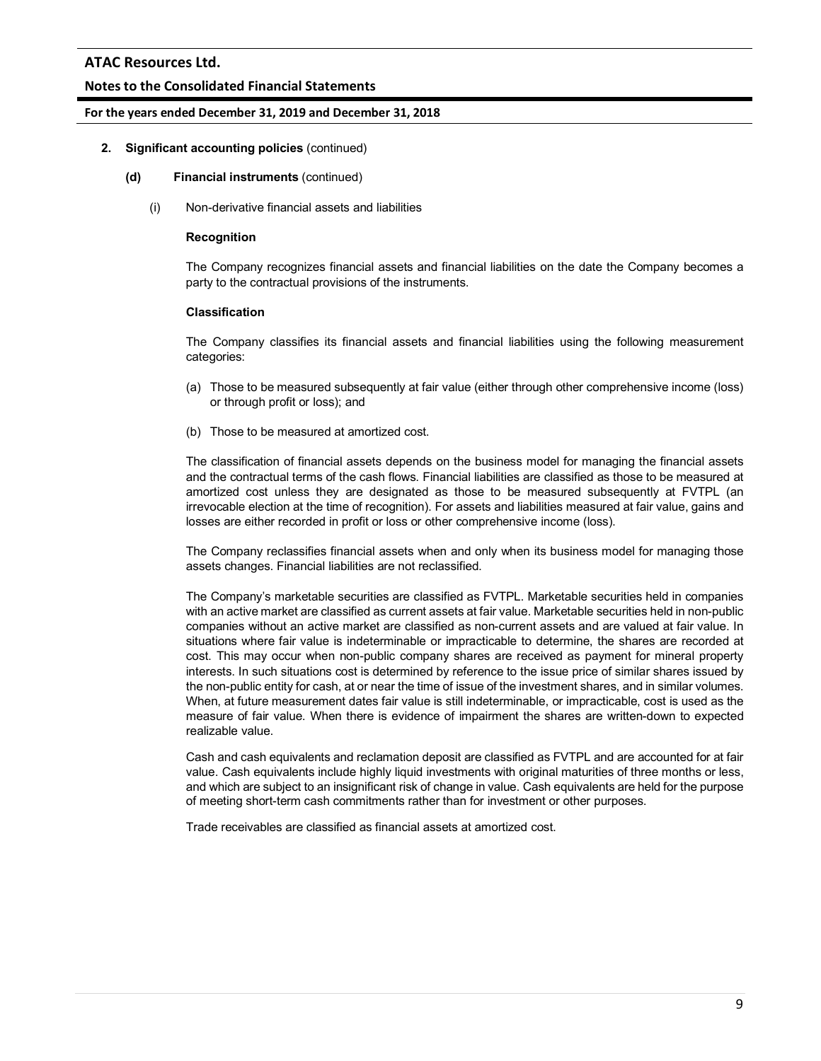## 2. Significant accounting policies (continued)

### (d) Financial instruments (continued)

(i) Non-derivative financial assets and liabilities

**Recognition**

The Company recognizes financial assets and financial liabilities on the date the Company becomes a party to the contractual provisions of the instruments.

**Classification**

The Company classifies its financial assets and financial liabilities using the following measurement categories:

(a) Those to be measured subsequently at fair value (either through other comprehensive income (loss) or through profit or loss); and

(b) Those to be measured at amortized cost.

The classification of financial assets depends on the business model for managing the financial assets and the contractual terms of the cash flows. Financial liabilities are classified as those to be measured at amortized cost unless they are designated as those to be measured subsequently at FVTPL (an irrevocable election at the time of recognition). For assets and liabilities measured at fair value, gains and losses are either recorded in profit or loss or other comprehensive income (loss).

The Company reclassifies financial assets when and only when its business model for managing those assets changes. Financial liabilities are not reclassified.

The Company's marketable securities are classified as FVTPL. Marketable securities held in companies with an active market are classified as current assets at fair value. Marketable securities held in non-public companies without an active market are classified as non-current assets and are valued at fair value. In situations where fair value is indeterminable or impracticable to determine, the shares are recorded at cost. This may occur when non-public company shares are received as payment for mineral property interests. In such situations cost is determined by reference to the issue price of similar shares issued by the non-public entity for cash, at or near the time of issue of the investment shares, and in similar volumes. When, at future measurement dates fair value is still indeterminable, or impracticable, cost is used as the measure of fair value. When there is evidence of impairment the shares are written-down to expected realizable value.

Cash and cash equivalents and reclamation deposit are classified as FVTPL and are accounted for at fair value. Cash equivalents include highly liquid investments with original maturities of three months or less, and which are subject to an insignificant risk of change in value. Cash equivalents are held for the purpose of meeting short-term cash commitments rather than for investment or other purposes.

Trade receivables are classified as financial assets at amortized cost.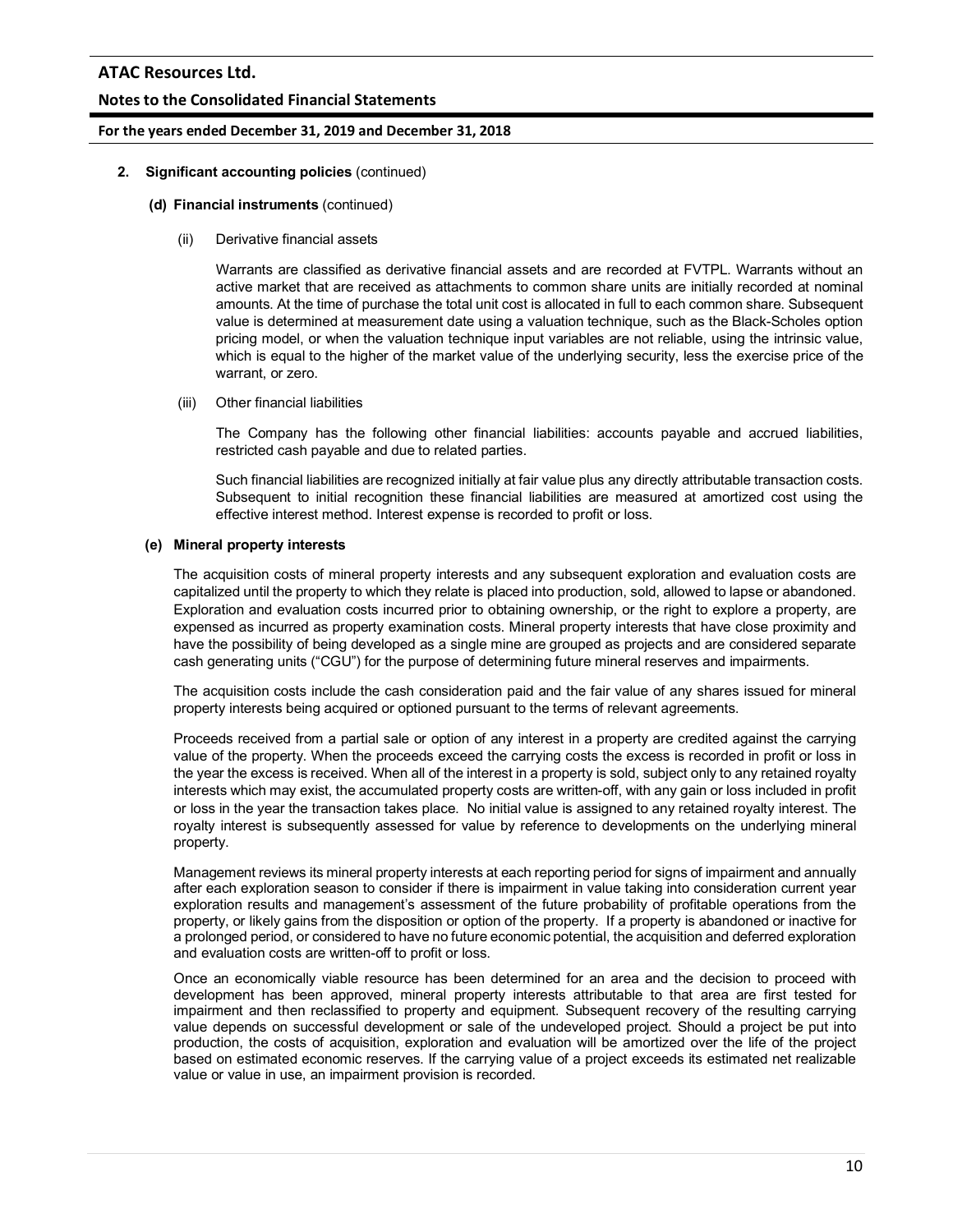**2. Significant accounting policies** (continued)

**(d) Financial instruments** (continued)

(ii) Derivative financial assets

Warrants are classified as derivative financial assets and are recorded at FVTPL. Warrants without an active market that are received as attachments to common share units are initially recorded at nominal amounts. At the time of purchase the total unit cost is allocated in full to each common share. Subsequent value is determined at measurement date using a valuation technique, such as the Black-Scholes option pricing model, or when the valuation technique input variables are not reliable, using the intrinsic value, which is equal to the higher of the market value of the underlying security, less the exercise price of the warrant, or zero.

(iii) Other financial liabilities

The Company has the following other financial liabilities: accounts payable and accrued liabilities, restricted cash payable and due to related parties.

Such financial liabilities are recognized initially at fair value plus any directly attributable transaction costs. Subsequent to initial recognition these financial liabilities are measured at amortized cost using the effective interest method. Interest expense is recorded to profit or loss.

**(e) Mineral property interests**

The acquisition costs of mineral property interests and any subsequent exploration and evaluation costs are capitalized until the property to which they relate is placed into production, sold, allowed to lapse or abandoned. Exploration and evaluation costs incurred prior to obtaining ownership, or the right to explore a property, are expensed as incurred as property examination costs. Mineral property interests that have close proximity and have the possibility of being developed as a single mine are grouped as projects and are considered separate cash generating units ("CGU") for the purpose of determining future mineral reserves and impairments.

The acquisition costs include the cash consideration paid and the fair value of any shares issued for mineral property interests being acquired or optioned pursuant to the terms of relevant agreements.

Proceeds received from a partial sale or option of any interest in a property are credited against the carrying value of the property. When the proceeds exceed the carrying costs the excess is recorded in profit or loss in the year the excess is received. When all of the interest in a property is sold, subject only to any retained royalty interests which may exist, the accumulated property costs are written-off, with any gain or loss included in profit or loss in the year the transaction takes place. No initial value is assigned to any retained royalty interest. The royalty interest is subsequently assessed for value by reference to developments on the underlying mineral property.

Management reviews its mineral property interests at each reporting period for signs of impairment and annually after each exploration season to consider if there is impairment in value taking into consideration current year exploration results and management's assessment of the future probability of profitable operations from the property, or likely gains from the disposition or option of the property. If a property is abandoned or inactive for a prolonged period, or considered to have no future economic potential, the acquisition and deferred exploration and evaluation costs are written-off to profit or loss.

Once an economically viable resource has been determined for an area and the decision to proceed with development has been approved, mineral property interests attributable to that area are first tested for impairment and then reclassified to property and equipment. Subsequent recovery of the resulting carrying value depends on successful development or sale of the undeveloped project. Should a project be put into production, the costs of acquisition, exploration and evaluation will be amortized over the life of the project based on estimated economic reserves. If the carrying value of a project exceeds its estimated net realizable value or value in use, an impairment provision is recorded.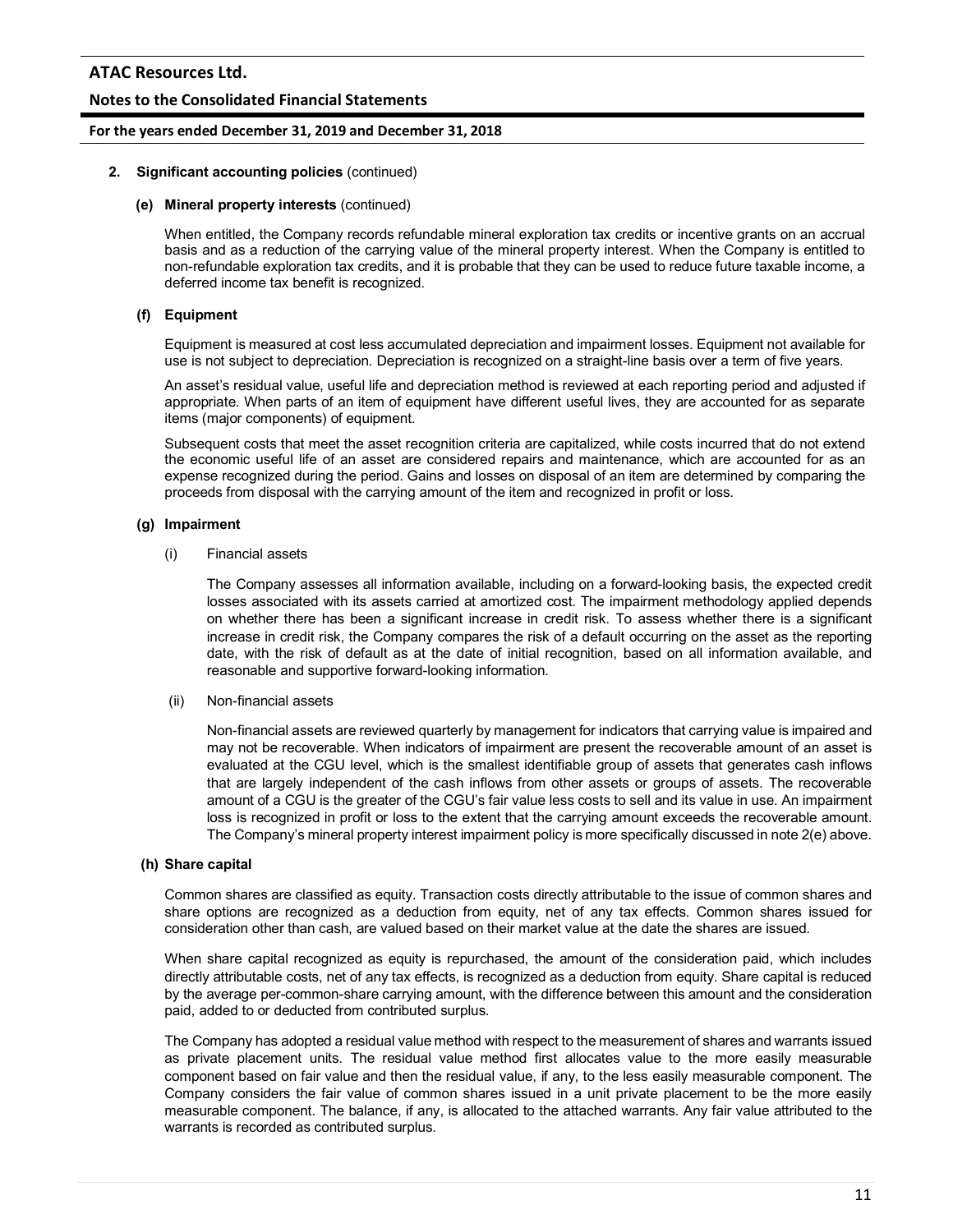## 2. Significant accounting policies (continued)

### (e) Mineral property interests (continued)

When entitled, the Company records refundable mineral exploration tax credits or incentive grants on an accrual basis and as a reduction of the carrying value of the mineral property interest. When the Company is entitled to non-refundable exploration tax credits, and it is probable that they can be used to reduce future taxable income, a deferred income tax benefit is recognized.

### (f) Equipment

Equipment is measured at cost less accumulated depreciation and impairment losses. Equipment not available for use is not subject to depreciation. Depreciation is recognized on a straight-line basis over a term of five years.

An asset's residual value, useful life and depreciation method is reviewed at each reporting period and adjusted if appropriate. When parts of an item of equipment have different useful lives, they are accounted for as separate items (major components) of equipment.

Subsequent costs that meet the asset recognition criteria are capitalized, while costs incurred that do not extend the economic useful life of an asset are considered repairs and maintenance, which are accounted for as an expense recognized during the period. Gains and losses on disposal of an item are determined by comparing the proceeds from disposal with the carrying amount of the item and recognized in profit or loss.

### (g) Impairment

(i) Financial assets

The Company assesses all information available, including on a forward-looking basis, the expected credit losses associated with its assets carried at amortized cost. The impairment methodology applied depends on whether there has been a significant increase in credit risk. To assess whether there is a significant increase in credit risk, the Company compares the risk of a default occurring on the asset as the reporting date, with the risk of default as at the date of initial recognition, based on all information available, and reasonable and supportive forward-looking information.

(ii) Non-financial assets

Non-financial assets are reviewed quarterly by management for indicators that carrying value is impaired and may not be recoverable. When indicators of impairment are present the recoverable amount of an asset is evaluated at the CGU level, which is the smallest identifiable group of assets that generates cash inflows that are largely independent of the cash inflows from other assets or groups of assets. The recoverable amount of a CGU is the greater of the CGU's fair value less costs to sell and its value in use. An impairment loss is recognized in profit or loss to the extent that the carrying amount exceeds the recoverable amount. The Company's mineral property interest impairment policy is more specifically discussed in note 2(e) above.

### (h) Share capital

Common shares are classified as equity. Transaction costs directly attributable to the issue of common shares and share options are recognized as a deduction from equity, net of any tax effects. Common shares issued for consideration other than cash, are valued based on their market value at the date the shares are issued.

When share capital recognized as equity is repurchased, the amount of the consideration paid, which includes directly attributable costs, net of any tax effects, is recognized as a deduction from equity. Share capital is reduced by the average per-common-share carrying amount, with the difference between this amount and the consideration paid, added to or deducted from contributed surplus.

The Company has adopted a residual value method with respect to the measurement of shares and warrants issued as private placement units. The residual value method first allocates value to the more easily measurable component based on fair value and then the residual value, if any, to the less easily measurable component. The Company considers the fair value of common shares issued in a unit private placement to be the more easily measurable component. The balance, if any, is allocated to the attached warrants. Any fair value attributed to the warrants is recorded as contributed surplus.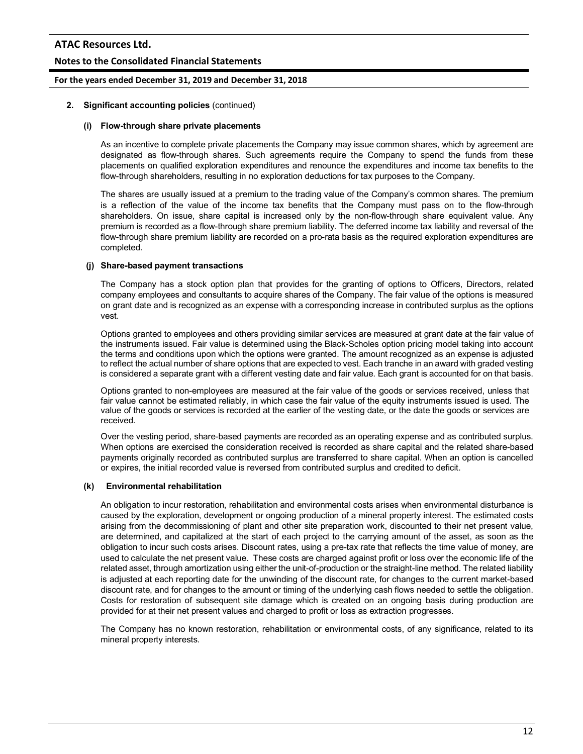## 2. Significant accounting policies (continued)

### (i) Flow-through share private placements

As an incentive to complete private placements the Company may issue common shares, which by agreement are designated as flow-through shares. Such agreements require the Company to spend the funds from these placements on qualified exploration expenditures and renounce the expenditures and income tax benefits to the flow-through shareholders, resulting in no exploration deductions for tax purposes to the Company.

The shares are usually issued at a premium to the trading value of the Company's common shares. The premium is a reflection of the value of the income tax benefits that the Company must pass on to the flow-through shareholders. On issue, share capital is increased only by the non-flow-through share equivalent value. Any premium is recorded as a flow-through share premium liability. The deferred income tax liability and reversal of the flow-through share premium liability are recorded on a pro-rata basis as the required exploration expenditures are completed.

### (j) Share-based payment transactions

The Company has a stock option plan that provides for the granting of options to Officers, Directors, related company employees and consultants to acquire shares of the Company. The fair value of the options is measured on grant date and is recognized as an expense with a corresponding increase in contributed surplus as the options vest.

Options granted to employees and others providing similar services are measured at grant date at the fair value of the instruments issued. Fair value is determined using the Black-Scholes option pricing model taking into account the terms and conditions upon which the options were granted. The amount recognized as an expense is adjusted to reflect the actual number of share options that are expected to vest. Each tranche in an award with graded vesting is considered a separate grant with a different vesting date and fair value. Each grant is accounted for on that basis.

Options granted to non-employees are measured at the fair value of the goods or services received, unless that fair value cannot be estimated reliably, in which case the fair value of the equity instruments issued is used. The value of the goods or services is recorded at the earlier of the vesting date, or the date the goods or services are received.

Over the vesting period, share-based payments are recorded as an operating expense and as contributed surplus. When options are exercised the consideration received is recorded as share capital and the related share-based payments originally recorded as contributed surplus are transferred to share capital. When an option is cancelled or expires, the initial recorded value is reversed from contributed surplus and credited to deficit.

### (k) Environmental rehabilitation

An obligation to incur restoration, rehabilitation and environmental costs arises when environmental disturbance is caused by the exploration, development or ongoing production of a mineral property interest. The estimated costs arising from the decommissioning of plant and other site preparation work, discounted to their net present value, are determined, and capitalized at the start of each project to the carrying amount of the asset, as soon as the obligation to incur such costs arises. Discount rates, using a pre-tax rate that reflects the time value of money, are used to calculate the net present value. These costs are charged against profit or loss over the economic life of the related asset, through amortization using either the unit-of-production or the straight-line method. The related liability is adjusted at each reporting date for the unwinding of the discount rate, for changes to the current market-based discount rate, and for changes to the amount or timing of the underlying cash flows needed to settle the obligation. Costs for restoration of subsequent site damage which is created on an ongoing basis during production are provided for at their net present values and charged to profit or loss as extraction progresses.

The Company has no known restoration, rehabilitation or environmental costs, of any significance, related to its mineral property interests.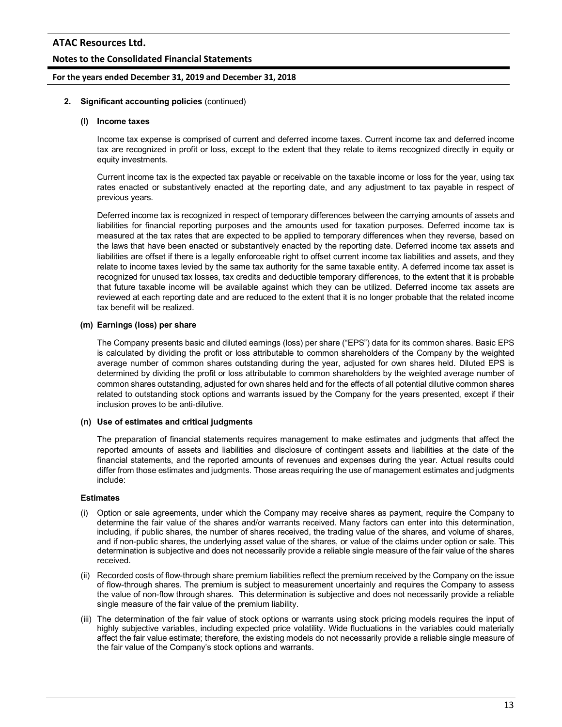## 2. Significant accounting policies (continued)

### (l) Income taxes

Income tax expense is comprised of current and deferred income taxes. Current income tax and deferred income tax are recognized in profit or loss, except to the extent that they relate to items recognized directly in equity or equity investments.

Current income tax is the expected tax payable or receivable on the taxable income or loss for the year, using tax rates enacted or substantively enacted at the reporting date, and any adjustment to tax payable in respect of previous years.

Deferred income tax is recognized in respect of temporary differences between the carrying amounts of assets and liabilities for financial reporting purposes and the amounts used for taxation purposes. Deferred income tax is measured at the tax rates that are expected to be applied to temporary differences when they reverse, based on the laws that have been enacted or substantively enacted by the reporting date. Deferred income tax assets and liabilities are offset if there is a legally enforceable right to offset current income tax liabilities and assets, and they relate to income taxes levied by the same tax authority for the same taxable entity. A deferred income tax asset is recognized for unused tax losses, tax credits and deductible temporary differences, to the extent that it is probable that future taxable income will be available against which they can be utilized. Deferred income tax assets are reviewed at each reporting date and are reduced to the extent that it is no longer probable that the related income tax benefit will be realized.

### (m) Earnings (loss) per share

The Company presents basic and diluted earnings (loss) per share ("EPS") data for its common shares. Basic EPS is calculated by dividing the profit or loss attributable to common shareholders of the Company by the weighted average number of common shares outstanding during the year, adjusted for own shares held. Diluted EPS is determined by dividing the profit or loss attributable to common shareholders by the weighted average number of common shares outstanding, adjusted for own shares held and for the effects of all potential dilutive common shares related to outstanding stock options and warrants issued by the Company for the years presented, except if their inclusion proves to be anti-dilutive.

### (n) Use of estimates and critical judgments

The preparation of financial statements requires management to make estimates and judgments that affect the reported amounts of assets and liabilities and disclosure of contingent assets and liabilities at the date of the financial statements, and the reported amounts of revenues and expenses during the year. Actual results could differ from those estimates and judgments. Those areas requiring the use of management estimates and judgments include:

**Estimates**

(i) Option or sale agreements, under which the Company may receive shares as payment, require the Company to determine the fair value of the shares and/or warrants received. Many factors can enter into this determination, including, if public shares, the number of shares received, the trading value of the shares, and volume of shares, and if non-public shares, the underlying asset value of the shares, or value of the claims under option or sale. This determination is subjective and does not necessarily provide a reliable single measure of the fair value of the shares received.

(ii) Recorded costs of flow-through share premium liabilities reflect the premium received by the Company on the issue of flow-through shares. The premium is subject to measurement uncertainly and requires the Company to assess the value of non-flow through shares. This determination is subjective and does not necessarily provide a reliable single measure of the fair value of the premium liability.

(iii) The determination of the fair value of stock options or warrants using stock pricing models requires the input of highly subjective variables, including expected price volatility. Wide fluctuations in the variables could materially affect the fair value estimate; therefore, the existing models do not necessarily provide a reliable single measure of the fair value of the Company's stock options and warrants.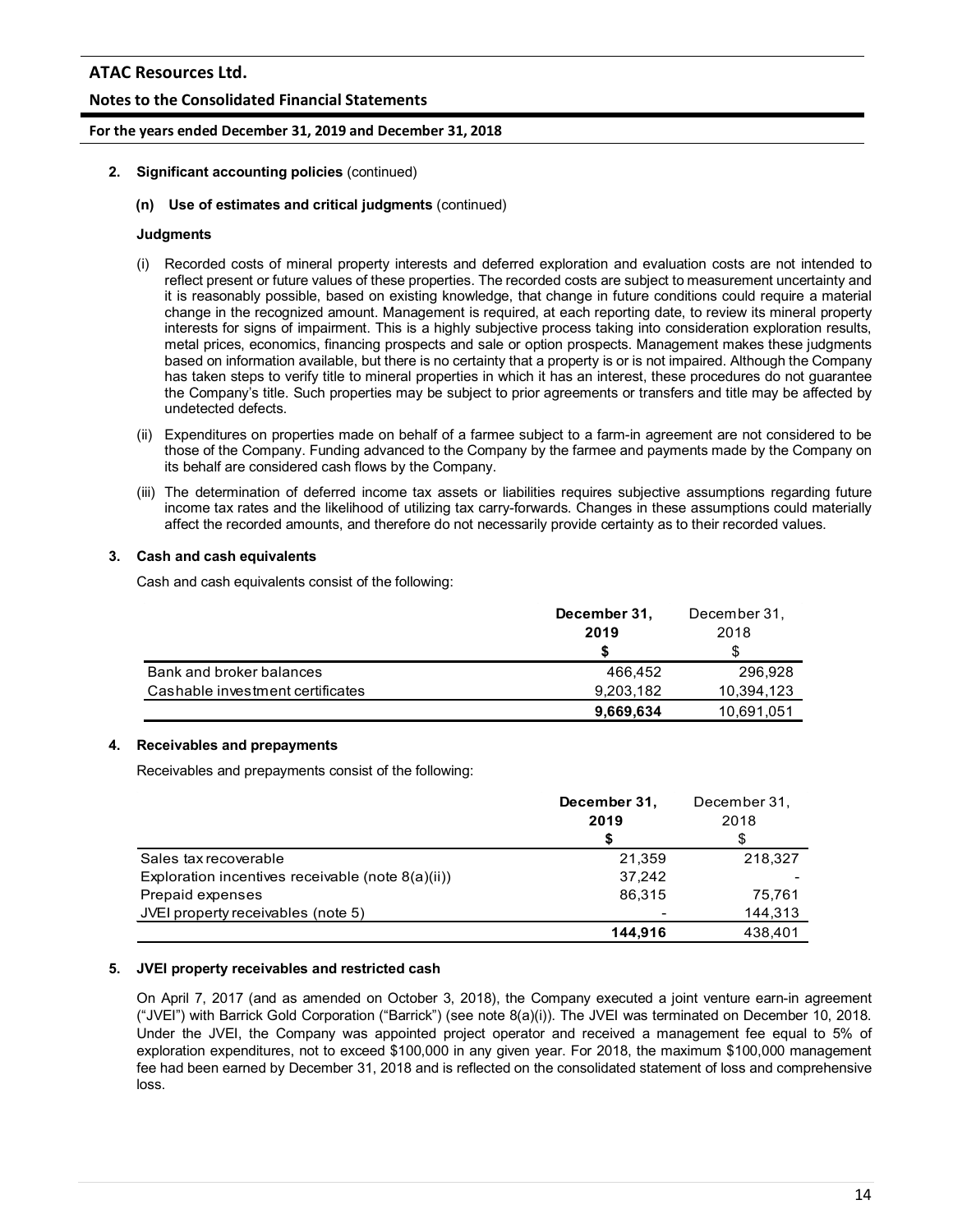2. **Significant accounting policies** (continued)

**(n) Use of estimates and critical judgments** (continued)

**Judgments**

(i) Recorded costs of mineral property interests and deferred exploration and evaluation costs are not intended to reflect present or future values of these properties. The recorded costs are subject to measurement uncertainty and it is reasonably possible, based on existing knowledge, that change in future conditions could require a material change in the recognized amount. Management is required, at each reporting date, to review its mineral property interests for signs of impairment. This is a highly subjective process taking into consideration exploration results, metal prices, economics, financing prospects and sale or option prospects. Management makes these judgments based on information available, but there is no certainty that a property is or is not impaired. Although the Company has taken steps to verify title to mineral properties in which it has an interest, these procedures do not guarantee the Company's title. Such properties may be subject to prior agreements or transfers and title may be affected by undetected defects.

(ii) Expenditures on properties made on behalf of a farmee subject to a farm-in agreement are not considered to be those of the Company. Funding advanced to the Company by the farmee and payments made by the Company on its behalf are considered cash flows by the Company.

(iii) The determination of deferred income tax assets or liabilities requires subjective assumptions regarding future income tax rates and the likelihood of utilizing tax carry-forwards. Changes in these assumptions could materially affect the recorded amounts, and therefore do not necessarily provide certainty as to their recorded values.

## 3. Cash and cash equivalents

Cash and cash equivalents consist of the following:

| | **December 31, 2019** | December 31, 2018 |
|---|---|---|
| | **$** | $ |
| Bank and broker balances | 466,452 | 296,928 |
| Cashable investment certificates | 9,203,182 | 10,394,123 |
| | **9,669,634** | 10,691,051 |

## 4. Receivables and prepayments

Receivables and prepayments consist of the following:

| | **December 31, 2019** | December 31, 2018 |
|---|---|---|
| | **$** | $ |
| Sales tax recoverable | 21,359 | 218,327 |
| Exploration incentives receivable (note 8(a)(ii)) | 37,242 | - |
| Prepaid expenses | 86,315 | 75,761 |
| JVEI property receivables (note 5) | - | 144,313 |
| | **144,916** | 438,401 |

## 5. JVEI property receivables and restricted cash

On April 7, 2017 (and as amended on October 3, 2018), the Company executed a joint venture earn-in agreement ("JVEI") with Barrick Gold Corporation ("Barrick") (see note 8(a)(i)). The JVEI was terminated on December 10, 2018. Under the JVEI, the Company was appointed project operator and received a management fee equal to 5% of exploration expenditures, not to exceed $100,000 in any given year. For 2018, the maximum $100,000 management fee had been earned by December 31, 2018 and is reflected on the consolidated statement of loss and comprehensive loss.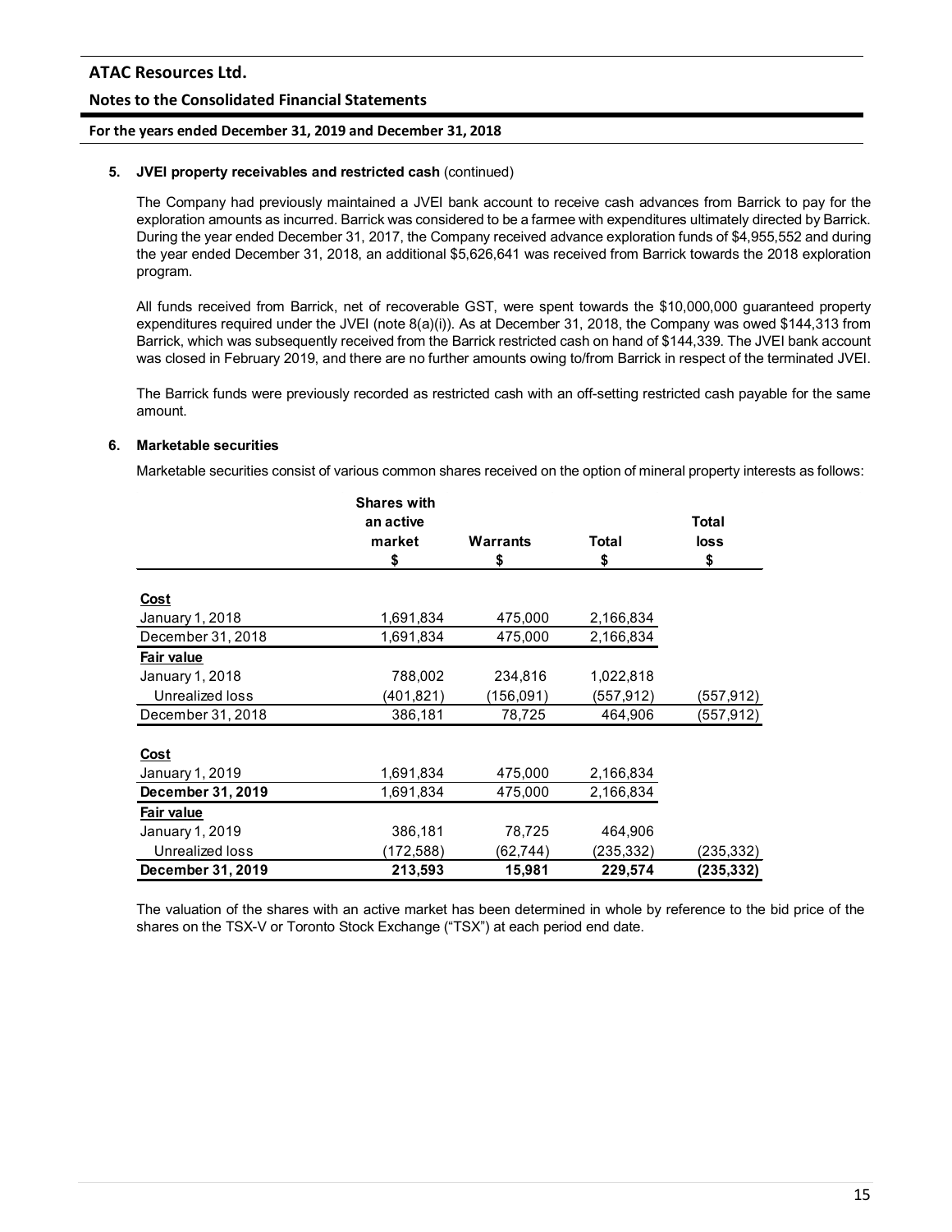### 5. JVEI property receivables and restricted cash (continued)

The Company had previously maintained a JVEI bank account to receive cash advances from Barrick to pay for the exploration amounts as incurred. Barrick was considered to be a farmee with expenditures ultimately directed by Barrick. During the year ended December 31, 2017, the Company received advance exploration funds of $4,955,552 and during the year ended December 31, 2018, an additional $5,626,641 was received from Barrick towards the 2018 exploration program.

All funds received from Barrick, net of recoverable GST, were spent towards the $10,000,000 guaranteed property expenditures required under the JVEI (note 8(a)(i)). As at December 31, 2018, the Company was owed $144,313 from Barrick, which was subsequently received from the Barrick restricted cash on hand of $144,339. The JVEI bank account was closed in February 2019, and there are no further amounts owing to/from Barrick in respect of the terminated JVEI.

The Barrick funds were previously recorded as restricted cash with an off-setting restricted cash payable for the same amount.

### 6. Marketable securities

Marketable securities consist of various common shares received on the option of mineral property interests as follows:

| | Shares with an active market $ | Warrants $ | Total $ | Total loss $ |
|---|---|---|---|---|
| **Cost** | | | | |
| January 1, 2018 | 1,691,834 | 475,000 | 2,166,834 | |
| December 31, 2018 | 1,691,834 | 475,000 | 2,166,834 | |
| **Fair value** | | | | |
| January 1, 2018 | 788,002 | 234,816 | 1,022,818 | |
| Unrealized loss | (401,821) | (156,091) | (557,912) | (557,912) |
| December 31, 2018 | 386,181 | 78,725 | 464,906 | (557,912) |
| | | | | |
| **Cost** | | | | |
| January 1, 2019 | 1,691,834 | 475,000 | 2,166,834 | |
| **December 31, 2019** | **1,691,834** | **475,000** | **2,166,834** | |
| **Fair value** | | | | |
| January 1, 2019 | 386,181 | 78,725 | 464,906 | |
| Unrealized loss | (172,588) | (62,744) | (235,332) | (235,332) |
| **December 31, 2019** | **213,593** | **15,981** | **229,574** | **(235,332)** |

The valuation of the shares with an active market has been determined in whole by reference to the bid price of the shares on the TSX-V or Toronto Stock Exchange ("TSX") at each period end date.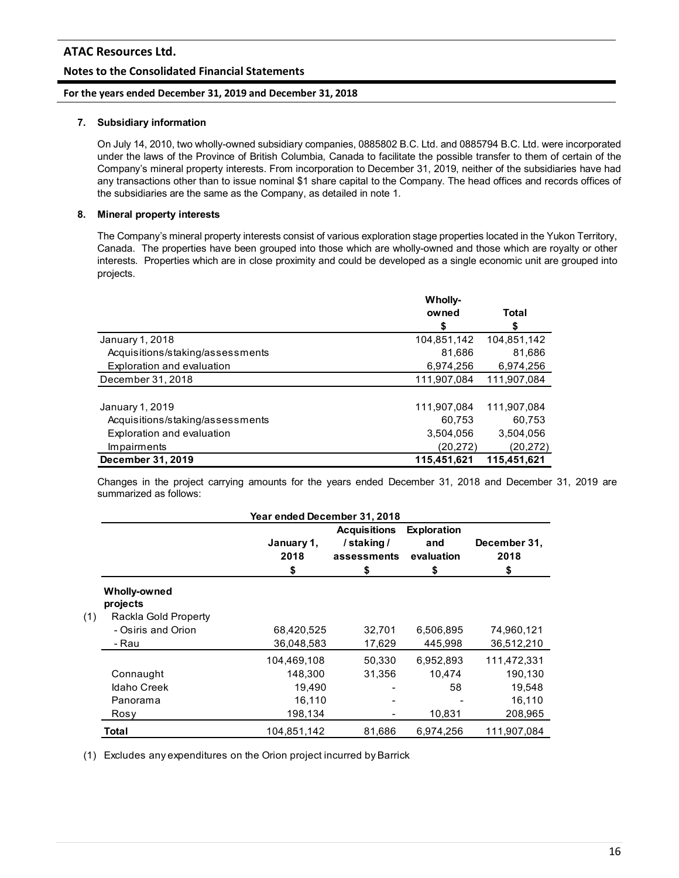### 7. Subsidiary information

On July 14, 2010, two wholly-owned subsidiary companies, 0885802 B.C. Ltd. and 0885794 B.C. Ltd. were incorporated under the laws of the Province of British Columbia, Canada to facilitate the possible transfer to them of certain of the Company's mineral property interests. From incorporation to December 31, 2019, neither of the subsidiaries have had any transactions other than to issue nominal $1 share capital to the Company. The head offices and records offices of the subsidiaries are the same as the Company, as detailed in note 1.

### 8. Mineral property interests

The Company's mineral property interests consist of various exploration stage properties located in the Yukon Territory, Canada. The properties have been grouped into those which are wholly-owned and those which are royalty or other interests. Properties which are in close proximity and could be developed as a single economic unit are grouped into projects.

| | Wholly-owned | Total |
|---|---|---|
| | $ | $ |
| January 1, 2018 | 104,851,142 | 104,851,142 |
| Acquisitions/staking/assessments | 81,686 | 81,686 |
| Exploration and evaluation | 6,974,256 | 6,974,256 |
| December 31, 2018 | 111,907,084 | 111,907,084 |
| | | |
| January 1, 2019 | 111,907,084 | 111,907,084 |
| Acquisitions/staking/assessments | 60,753 | 60,753 |
| Exploration and evaluation | 3,504,056 | 3,504,056 |
| Impairments | (20,272) | (20,272) |
| **December 31, 2019** | **115,451,621** | **115,451,621** |

Changes in the project carrying amounts for the years ended December 31, 2018 and December 31, 2019 are summarized as follows:

| Year ended December 31, 2018 | January 1, 2018 | Acquisitions / staking / assessments | Exploration and evaluation | December 31, 2018 |
|---|---|---|---|---|
| | $ | $ | $ | $ |
| **Wholly-owned projects** | | | | |
| (1) Rackla Gold Property | | | | |
| - Osiris and Orion | 68,420,525 | 32,701 | 6,506,895 | 74,960,121 |
| - Rau | 36,048,583 | 17,629 | 445,998 | 36,512,210 |
| | 104,469,108 | 50,330 | 6,952,893 | 111,472,331 |
| Connaught | 148,300 | 31,356 | 10,474 | 190,130 |
| Idaho Creek | 19,490 | - | 58 | 19,548 |
| Panorama | 16,110 | - | - | 16,110 |
| Rosy | 198,134 | - | 10,831 | 208,965 |
| **Total** | 104,851,142 | 81,686 | 6,974,256 | 111,907,084 |

(1) Excludes any expenditures on the Orion project incurred by Barrick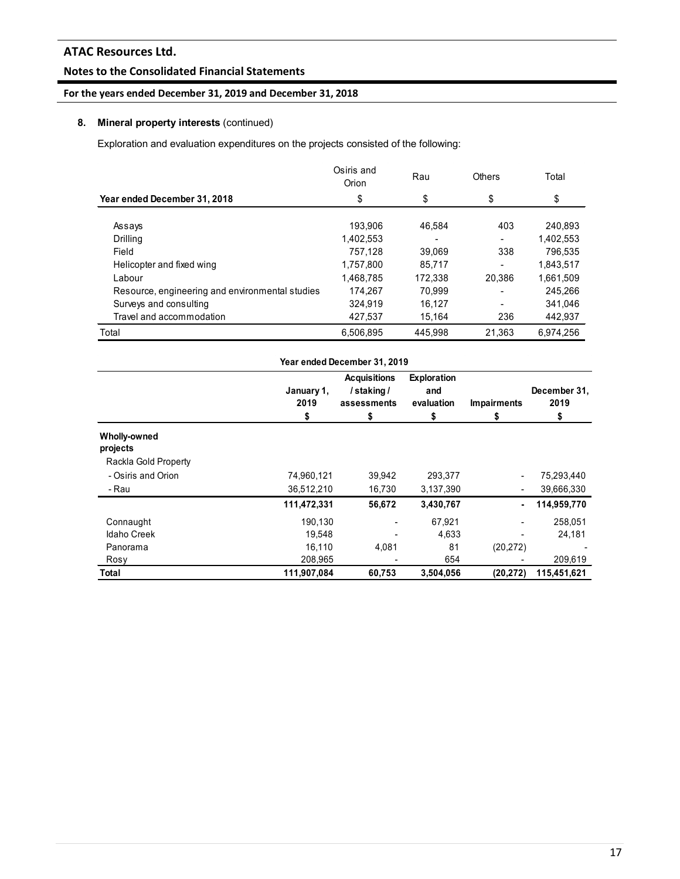## 8. Mineral property interests (continued)

Exploration and evaluation expenditures on the projects consisted of the following:

| Year ended December 31, 2018 | Osiris and Orion | Rau | Others | Total |
|---|---|---|---|---|
| | $ | $ | $ | $ |
| Assays | 193,906 | 46,584 | 403 | 240,893 |
| Drilling | 1,402,553 | - | - | 1,402,553 |
| Field | 757,128 | 39,069 | 338 | 796,535 |
| Helicopter and fixed wing | 1,757,800 | 85,717 | - | 1,843,517 |
| Labour | 1,468,785 | 172,338 | 20,386 | 1,661,509 |
| Resource, engineering and environmental studies | 174,267 | 70,999 | - | 245,266 |
| Surveys and consulting | 324,919 | 16,127 | - | 341,046 |
| Travel and accommodation | 427,537 | 15,164 | 236 | 442,937 |
| Total | 6,506,895 | 445,998 | 21,363 | 6,974,256 |

**Year ended December 31, 2019**

| | January 1, 2019 | Acquisitions / staking / assessments | Exploration and evaluation | Impairments | December 31, 2019 |
|---|---|---|---|---|---|
| | $ | $ | $ | $ | $ |
| **Wholly-owned projects** | | | | | |
| Rackla Gold Property | | | | | |
| - Osiris and Orion | 74,960,121 | 39,942 | 293,377 | - | 75,293,440 |
| - Rau | 36,512,210 | 16,730 | 3,137,390 | - | 39,666,330 |
| | **111,472,331** | **56,672** | **3,430,767** | **-** | **114,959,770** |
| Connaught | 190,130 | - | 67,921 | - | 258,051 |
| Idaho Creek | 19,548 | - | 4,633 | - | 24,181 |
| Panorama | 16,110 | 4,081 | 81 | (20,272) | - |
| Rosy | 208,965 | - | 654 | - | 209,619 |
| **Total** | **111,907,084** | **60,753** | **3,504,056** | **(20,272)** | **115,451,621** |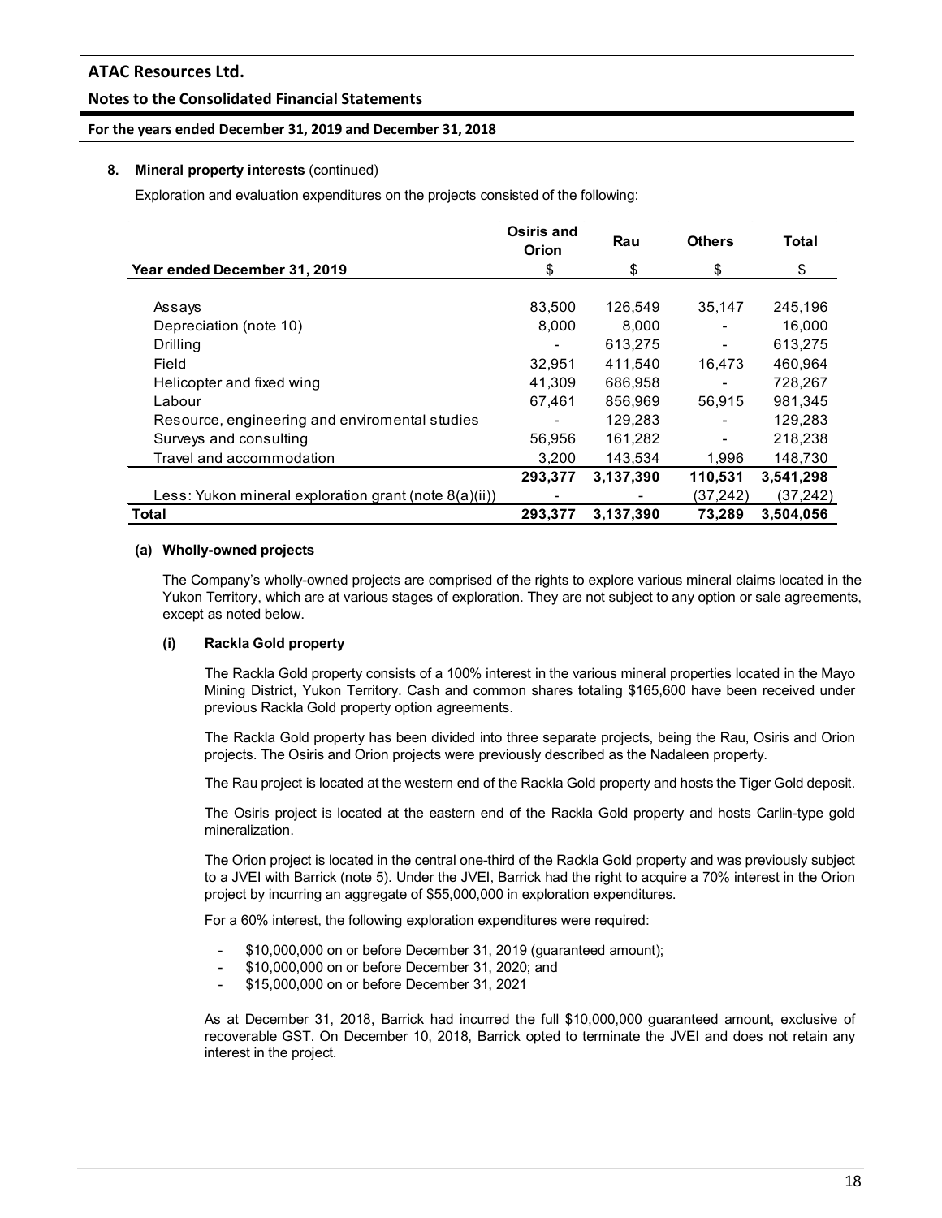**8. Mineral property interests** (continued)

Exploration and evaluation expenditures on the projects consisted of the following:

| Year ended December 31, 2019 | Osiris and Orion<br>$ | Rau<br>$ | Others<br>$ | Total<br>$ |
|---|---|---|---|---|
| Assays | 83,500 | 126,549 | 35,147 | 245,196 |
| Depreciation (note 10) | 8,000 | 8,000 | - | 16,000 |
| Drilling | - | 613,275 | - | 613,275 |
| Field | 32,951 | 411,540 | 16,473 | 460,964 |
| Helicopter and fixed wing | 41,309 | 686,958 | - | 728,267 |
| Labour | 67,461 | 856,969 | 56,915 | 981,345 |
| Resource, engineering and enviromental studies | - | 129,283 | - | 129,283 |
| Surveys and consulting | 56,956 | 161,282 | - | 218,238 |
| Travel and accommodation | 3,200 | 143,534 | 1,996 | 148,730 |
| | **293,377** | **3,137,390** | **110,531** | **3,541,298** |
| Less: Yukon mineral exploration grant (note 8(a)(ii)) | - | - | (37,242) | (37,242) |
| **Total** | **293,377** | **3,137,390** | **73,289** | **3,504,056** |

**(a) Wholly-owned projects**

The Company's wholly-owned projects are comprised of the rights to explore various mineral claims located in the Yukon Territory, which are at various stages of exploration. They are not subject to any option or sale agreements, except as noted below.

**(i) Rackla Gold property**

The Rackla Gold property consists of a 100% interest in the various mineral properties located in the Mayo Mining District, Yukon Territory. Cash and common shares totaling $165,600 have been received under previous Rackla Gold property option agreements.

The Rackla Gold property has been divided into three separate projects, being the Rau, Osiris and Orion projects. The Osiris and Orion projects were previously described as the Nadaleen property.

The Rau project is located at the western end of the Rackla Gold property and hosts the Tiger Gold deposit.

The Osiris project is located at the eastern end of the Rackla Gold property and hosts Carlin-type gold mineralization.

The Orion project is located in the central one-third of the Rackla Gold property and was previously subject to a JVEI with Barrick (note 5). Under the JVEI, Barrick had the right to acquire a 70% interest in the Orion project by incurring an aggregate of $55,000,000 in exploration expenditures.

For a 60% interest, the following exploration expenditures were required:

- $10,000,000 on or before December 31, 2019 (guaranteed amount);
- $10,000,000 on or before December 31, 2020; and
- $15,000,000 on or before December 31, 2021

As at December 31, 2018, Barrick had incurred the full $10,000,000 guaranteed amount, exclusive of recoverable GST. On December 10, 2018, Barrick opted to terminate the JVEI and does not retain any interest in the project.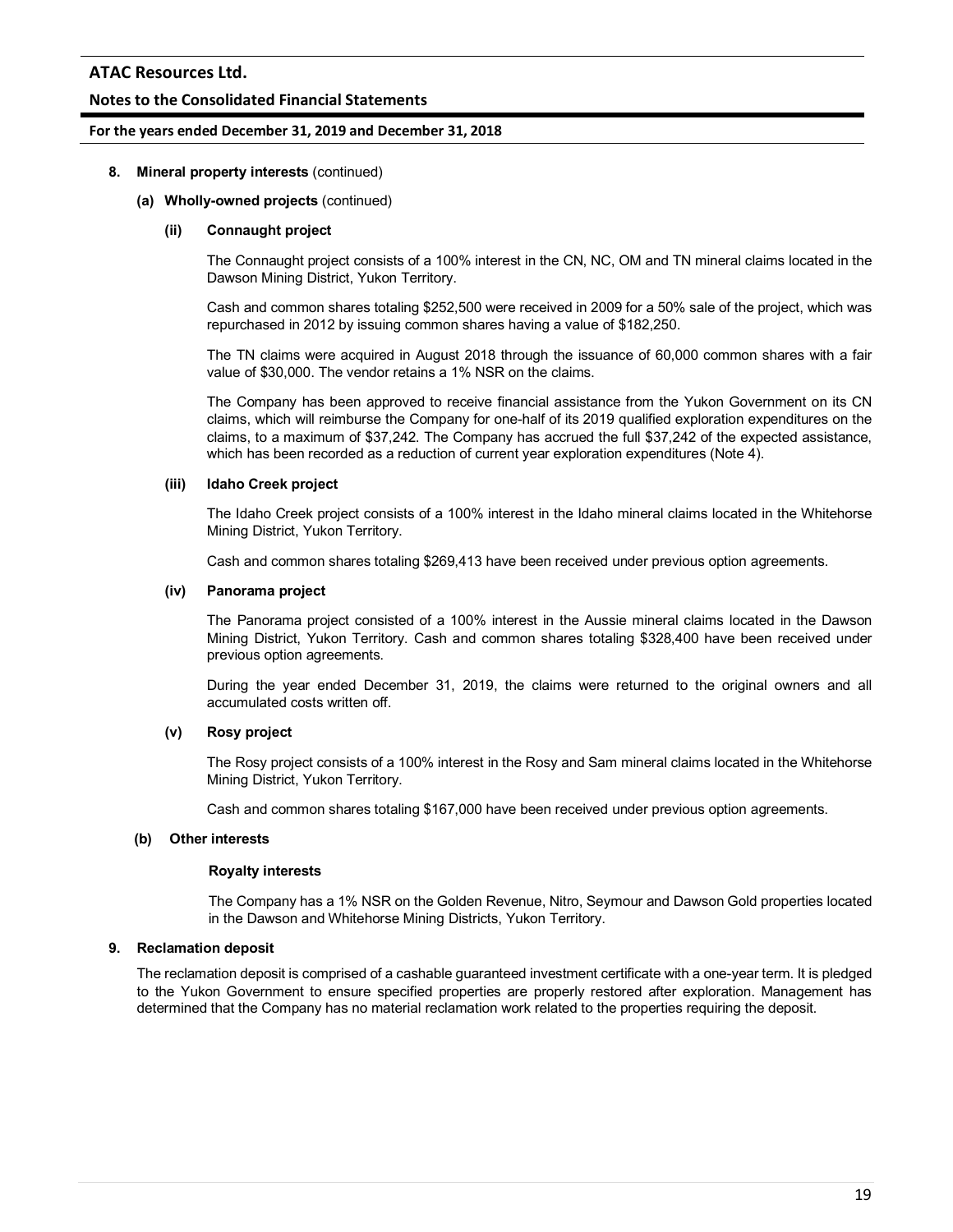8. **Mineral property interests** (continued)

**(a) Wholly-owned projects** (continued)

**(ii) Connaught project**

The Connaught project consists of a 100% interest in the CN, NC, OM and TN mineral claims located in the Dawson Mining District, Yukon Territory.

Cash and common shares totaling $252,500 were received in 2009 for a 50% sale of the project, which was repurchased in 2012 by issuing common shares having a value of $182,250.

The TN claims were acquired in August 2018 through the issuance of 60,000 common shares with a fair value of $30,000. The vendor retains a 1% NSR on the claims.

The Company has been approved to receive financial assistance from the Yukon Government on its CN claims, which will reimburse the Company for one-half of its 2019 qualified exploration expenditures on the claims, to a maximum of $37,242. The Company has accrued the full $37,242 of the expected assistance, which has been recorded as a reduction of current year exploration expenditures (Note 4).

**(iii) Idaho Creek project**

The Idaho Creek project consists of a 100% interest in the Idaho mineral claims located in the Whitehorse Mining District, Yukon Territory.

Cash and common shares totaling $269,413 have been received under previous option agreements.

**(iv) Panorama project**

The Panorama project consisted of a 100% interest in the Aussie mineral claims located in the Dawson Mining District, Yukon Territory. Cash and common shares totaling $328,400 have been received under previous option agreements.

During the year ended December 31, 2019, the claims were returned to the original owners and all accumulated costs written off.

**(v) Rosy project**

The Rosy project consists of a 100% interest in the Rosy and Sam mineral claims located in the Whitehorse Mining District, Yukon Territory.

Cash and common shares totaling $167,000 have been received under previous option agreements.

**(b) Other interests**

**Royalty interests**

The Company has a 1% NSR on the Golden Revenue, Nitro, Seymour and Dawson Gold properties located in the Dawson and Whitehorse Mining Districts, Yukon Territory.

9. **Reclamation deposit**

The reclamation deposit is comprised of a cashable guaranteed investment certificate with a one-year term. It is pledged to the Yukon Government to ensure specified properties are properly restored after exploration. Management has determined that the Company has no material reclamation work related to the properties requiring the deposit.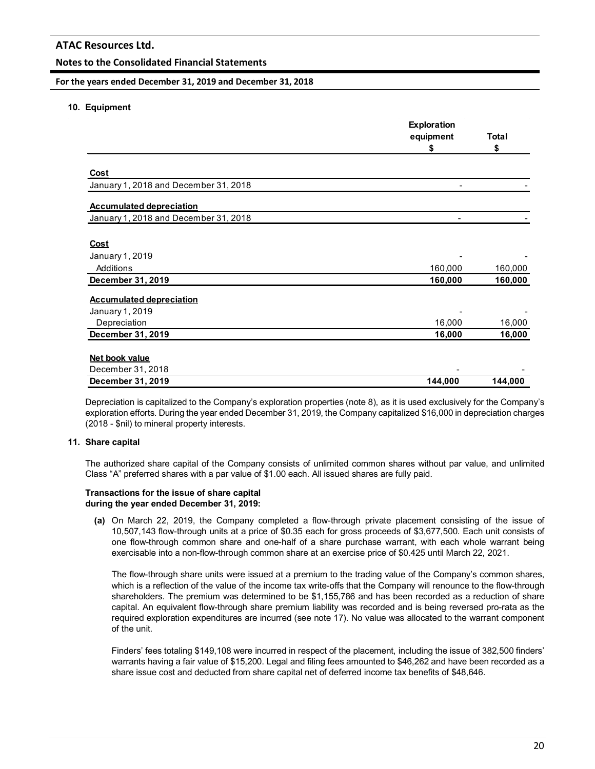## 10. Equipment

| | Exploration equipment $ | Total $ |
|---|---|---|
| **Cost** | | |
| January 1, 2018 and December 31, 2018 | - | - |
| **Accumulated depreciation** | | |
| January 1, 2018 and December 31, 2018 | - | - |
| **Cost** | | |
| January 1, 2019 | - | - |
| Additions | 160,000 | 160,000 |
| **December 31, 2019** | **160,000** | **160,000** |
| **Accumulated depreciation** | | |
| January 1, 2019 | - | - |
| Depreciation | 16,000 | 16,000 |
| **December 31, 2019** | **16,000** | **16,000** |
| **Net book value** | | |
| December 31, 2018 | - | - |
| **December 31, 2019** | **144,000** | **144,000** |

Depreciation is capitalized to the Company's exploration properties (note 8), as it is used exclusively for the Company's exploration efforts. During the year ended December 31, 2019, the Company capitalized $16,000 in depreciation charges (2018 - $nil) to mineral property interests.

## 11. Share capital

The authorized share capital of the Company consists of unlimited common shares without par value, and unlimited Class "A" preferred shares with a par value of $1.00 each. All issued shares are fully paid.

**Transactions for the issue of share capital during the year ended December 31, 2019:**

**(a)** On March 22, 2019, the Company completed a flow-through private placement consisting of the issue of 10,507,143 flow-through units at a price of $0.35 each for gross proceeds of $3,677,500. Each unit consists of one flow-through common share and one-half of a share purchase warrant, with each whole warrant being exercisable into a non-flow-through common share at an exercise price of $0.425 until March 22, 2021.

The flow-through share units were issued at a premium to the trading value of the Company's common shares, which is a reflection of the value of the income tax write-offs that the Company will renounce to the flow-through shareholders. The premium was determined to be $1,155,786 and has been recorded as a reduction of share capital. An equivalent flow-through share premium liability was recorded and is being reversed pro-rata as the required exploration expenditures are incurred (see note 17). No value was allocated to the warrant component of the unit.

Finders' fees totaling $149,108 were incurred in respect of the placement, including the issue of 382,500 finders' warrants having a fair value of $15,200. Legal and filing fees amounted to $46,262 and have been recorded as a share issue cost and deducted from share capital net of deferred income tax benefits of $48,646.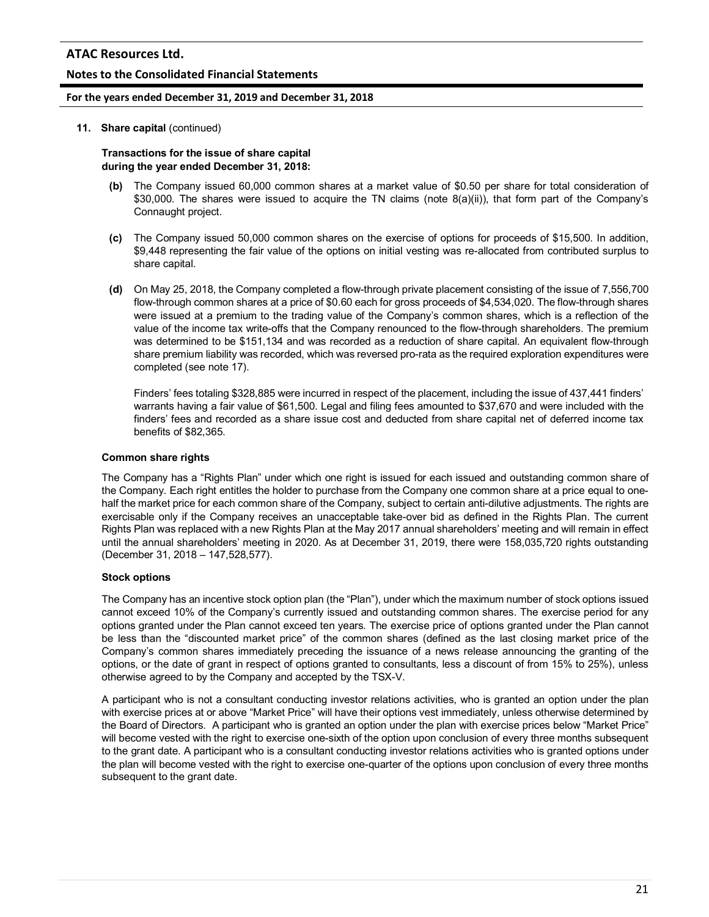**11. Share capital** (continued)

**Transactions for the issue of share capital during the year ended December 31, 2018:**

**(b)** The Company issued 60,000 common shares at a market value of $0.50 per share for total consideration of $30,000. The shares were issued to acquire the TN claims (note 8(a)(ii)), that form part of the Company's Connaught project.

**(c)** The Company issued 50,000 common shares on the exercise of options for proceeds of $15,500. In addition, $9,448 representing the fair value of the options on initial vesting was re-allocated from contributed surplus to share capital.

**(d)** On May 25, 2018, the Company completed a flow-through private placement consisting of the issue of 7,556,700 flow-through common shares at a price of $0.60 each for gross proceeds of $4,534,020. The flow-through shares were issued at a premium to the trading value of the Company's common shares, which is a reflection of the value of the income tax write-offs that the Company renounced to the flow-through shareholders. The premium was determined to be $151,134 and was recorded as a reduction of share capital. An equivalent flow-through share premium liability was recorded, which was reversed pro-rata as the required exploration expenditures were completed (see note 17).

Finders' fees totaling $328,885 were incurred in respect of the placement, including the issue of 437,441 finders' warrants having a fair value of $61,500. Legal and filing fees amounted to $37,670 and were included with the finders' fees and recorded as a share issue cost and deducted from share capital net of deferred income tax benefits of $82,365.

**Common share rights**

The Company has a "Rights Plan" under which one right is issued for each issued and outstanding common share of the Company. Each right entitles the holder to purchase from the Company one common share at a price equal to one-half the market price for each common share of the Company, subject to certain anti-dilutive adjustments. The rights are exercisable only if the Company receives an unacceptable take-over bid as defined in the Rights Plan. The current Rights Plan was replaced with a new Rights Plan at the May 2017 annual shareholders' meeting and will remain in effect until the annual shareholders' meeting in 2020. As at December 31, 2019, there were 158,035,720 rights outstanding (December 31, 2018 – 147,528,577).

**Stock options**

The Company has an incentive stock option plan (the "Plan"), under which the maximum number of stock options issued cannot exceed 10% of the Company's currently issued and outstanding common shares. The exercise period for any options granted under the Plan cannot exceed ten years. The exercise price of options granted under the Plan cannot be less than the "discounted market price" of the common shares (defined as the last closing market price of the Company's common shares immediately preceding the issuance of a news release announcing the granting of the options, or the date of grant in respect of options granted to consultants, less a discount of from 15% to 25%), unless otherwise agreed to by the Company and accepted by the TSX-V.

A participant who is not a consultant conducting investor relations activities, who is granted an option under the plan with exercise prices at or above "Market Price" will have their options vest immediately, unless otherwise determined by the Board of Directors. A participant who is granted an option under the plan with exercise prices below "Market Price" will become vested with the right to exercise one-sixth of the option upon conclusion of every three months subsequent to the grant date. A participant who is a consultant conducting investor relations activities who is granted options under the plan will become vested with the right to exercise one-quarter of the options upon conclusion of every three months subsequent to the grant date.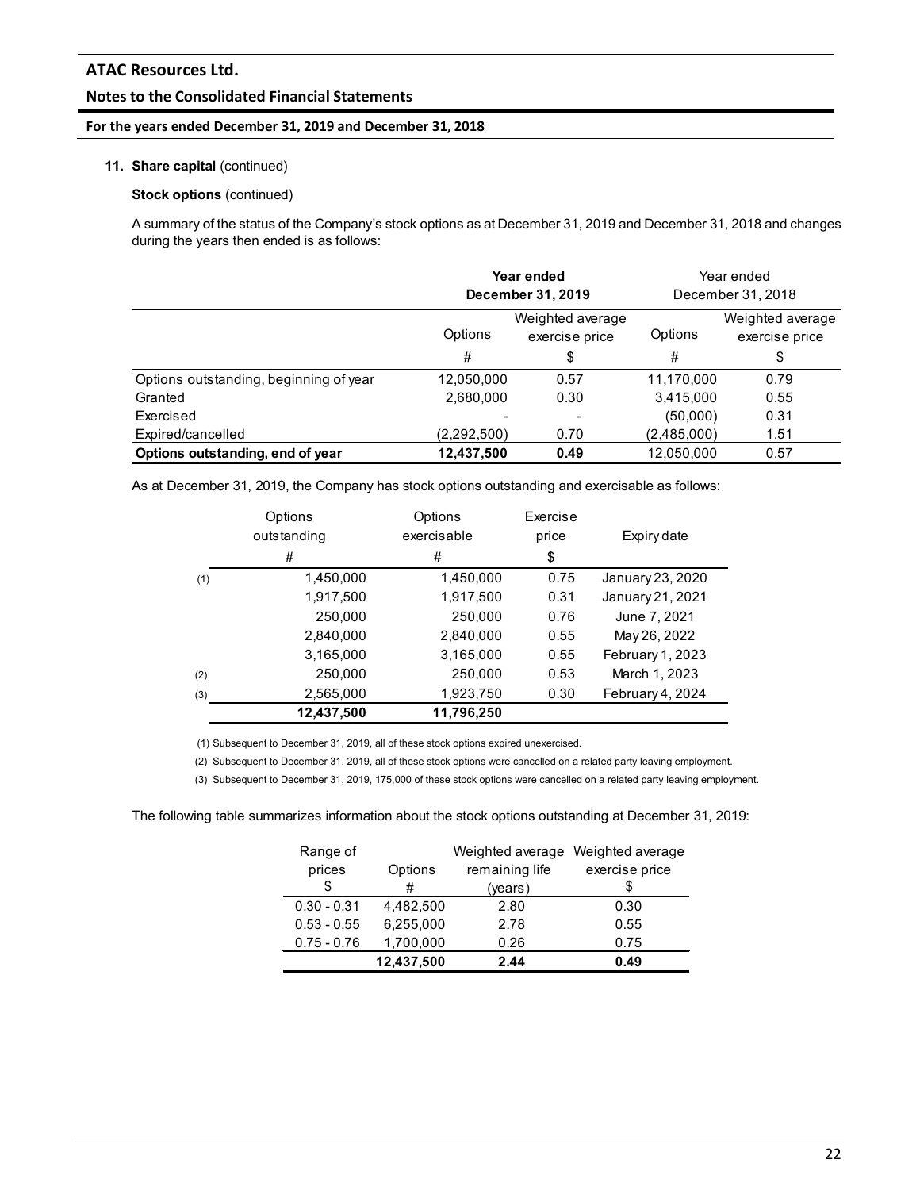**11. Share capital** (continued)

**Stock options** (continued)

A summary of the status of the Company's stock options as at December 31, 2019 and December 31, 2018 and changes during the years then ended is as follows:

| | **Year ended December 31, 2019** | | Year ended December 31, 2018 | |
|---|---|---|---|---|
| | Options | Weighted average exercise price | Options | Weighted average exercise price |
| | # | $ | # | $ |
| Options outstanding, beginning of year | 12,050,000 | 0.57 | 11,170,000 | 0.79 |
| Granted | 2,680,000 | 0.30 | 3,415,000 | 0.55 |
| Exercised | - | - | (50,000) | 0.31 |
| Expired/cancelled | (2,292,500) | 0.70 | (2,485,000) | 1.51 |
| **Options outstanding, end of year** | **12,437,500** | **0.49** | 12,050,000 | 0.57 |

As at December 31, 2019, the Company has stock options outstanding and exercisable as follows:

| | Options outstanding | Options exercisable | Exercise price | Expiry date |
|---|---|---|---|---|
| | # | # | $ | |
| (1) | 1,450,000 | 1,450,000 | 0.75 | January 23, 2020 |
| | 1,917,500 | 1,917,500 | 0.31 | January 21, 2021 |
| | 250,000 | 250,000 | 0.76 | June 7, 2021 |
| | 2,840,000 | 2,840,000 | 0.55 | May 26, 2022 |
| | 3,165,000 | 3,165,000 | 0.55 | February 1, 2023 |
| (2) | 250,000 | 250,000 | 0.53 | March 1, 2023 |
| (3) | 2,565,000 | 1,923,750 | 0.30 | February 4, 2024 |
| | **12,437,500** | **11,796,250** | | |

(1) Subsequent to December 31, 2019, all of these stock options expired unexercised.

(2) Subsequent to December 31, 2019, all of these stock options were cancelled on a related party leaving employment.

(3) Subsequent to December 31, 2019, 175,000 of these stock options were cancelled on a related party leaving employment.

The following table summarizes information about the stock options outstanding at December 31, 2019:

| Range of prices | Options | Weighted average remaining life | Weighted average exercise price |
|---|---|---|---|
| $ | # | (years) | $ |
| 0.30 - 0.31 | 4,482,500 | 2.80 | 0.30 |
| 0.53 - 0.55 | 6,255,000 | 2.78 | 0.55 |
| 0.75 - 0.76 | 1,700,000 | 0.26 | 0.75 |
| | **12,437,500** | **2.44** | **0.49** |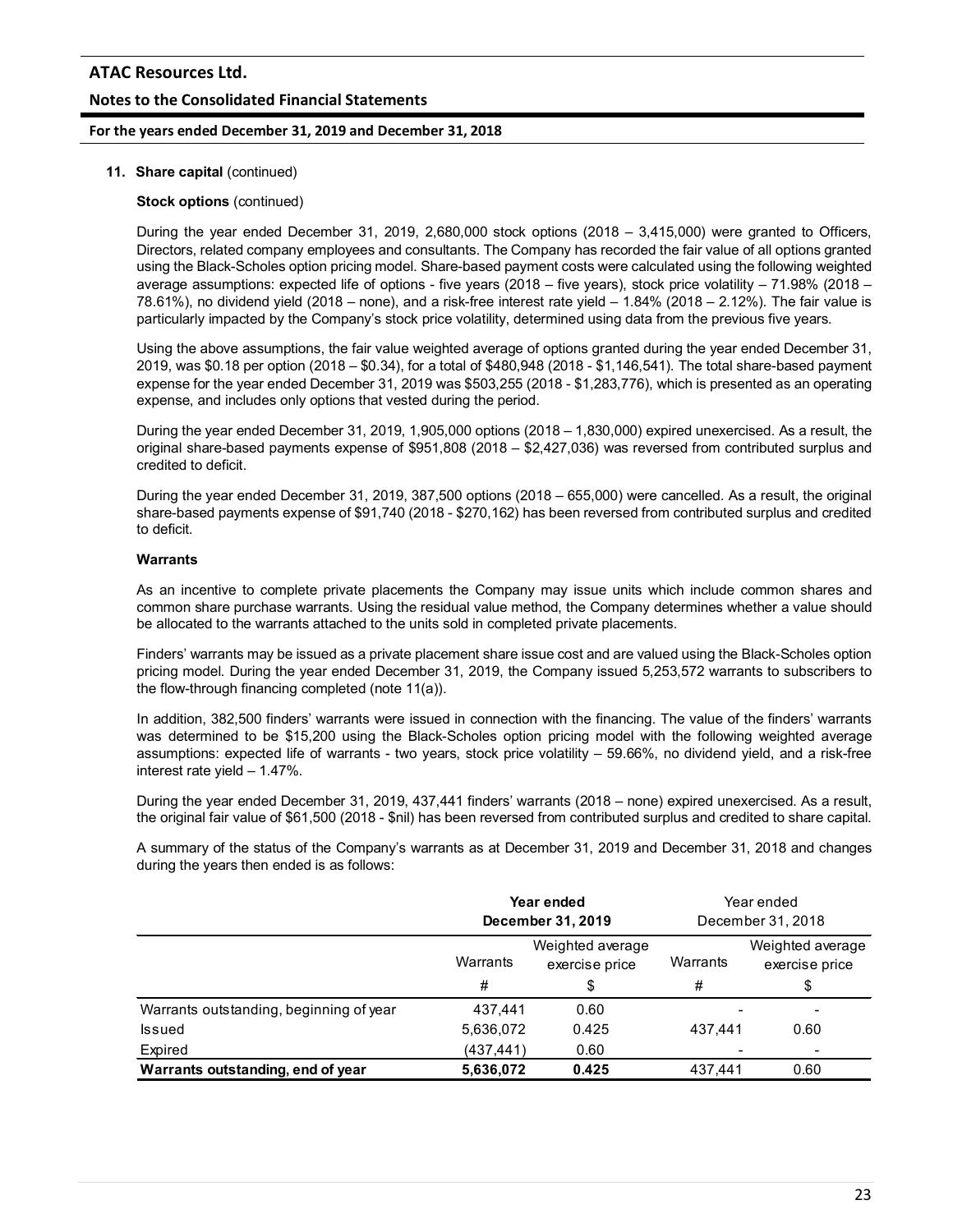**11. Share capital** (continued)

**Stock options** (continued)

During the year ended December 31, 2019, 2,680,000 stock options (2018 – 3,415,000) were granted to Officers, Directors, related company employees and consultants. The Company has recorded the fair value of all options granted using the Black-Scholes option pricing model. Share-based payment costs were calculated using the following weighted average assumptions: expected life of options - five years (2018 – five years), stock price volatility – 71.98% (2018 – 78.61%), no dividend yield (2018 – none), and a risk-free interest rate yield – 1.84% (2018 – 2.12%). The fair value is particularly impacted by the Company's stock price volatility, determined using data from the previous five years.

Using the above assumptions, the fair value weighted average of options granted during the year ended December 31, 2019, was $0.18 per option (2018 – $0.34), for a total of $480,948 (2018 - $1,146,541). The total share-based payment expense for the year ended December 31, 2019 was $503,255 (2018 - $1,283,776), which is presented as an operating expense, and includes only options that vested during the period.

During the year ended December 31, 2019, 1,905,000 options (2018 – 1,830,000) expired unexercised. As a result, the original share-based payments expense of $951,808 (2018 – $2,427,036) was reversed from contributed surplus and credited to deficit.

During the year ended December 31, 2019, 387,500 options (2018 – 655,000) were cancelled. As a result, the original share-based payments expense of $91,740 (2018 - $270,162) has been reversed from contributed surplus and credited to deficit.

**Warrants**

As an incentive to complete private placements the Company may issue units which include common shares and common share purchase warrants. Using the residual value method, the Company determines whether a value should be allocated to the warrants attached to the units sold in completed private placements.

Finders' warrants may be issued as a private placement share issue cost and are valued using the Black-Scholes option pricing model. During the year ended December 31, 2019, the Company issued 5,253,572 warrants to subscribers to the flow-through financing completed (note 11(a)).

In addition, 382,500 finders' warrants were issued in connection with the financing. The value of the finders' warrants was determined to be $15,200 using the Black-Scholes option pricing model with the following weighted average assumptions: expected life of warrants - two years, stock price volatility – 59.66%, no dividend yield, and a risk-free interest rate yield – 1.47%.

During the year ended December 31, 2019, 437,441 finders' warrants (2018 – none) expired unexercised. As a result, the original fair value of $61,500 (2018 - $nil) has been reversed from contributed surplus and credited to share capital.

A summary of the status of the Company's warrants as at December 31, 2019 and December 31, 2018 and changes during the years then ended is as follows:

| | **Year ended December 31, 2019** | | Year ended December 31, 2018 | |
|---|---|---|---|---|
| | Warrants | Weighted average exercise price | Warrants | Weighted average exercise price |
| | # | $ | # | $ |
| Warrants outstanding, beginning of year | 437,441 | 0.60 | - | - |
| Issued | 5,636,072 | 0.425 | 437,441 | 0.60 |
| Expired | (437,441) | 0.60 | - | - |
| **Warrants outstanding, end of year** | **5,636,072** | **0.425** | 437,441 | 0.60 |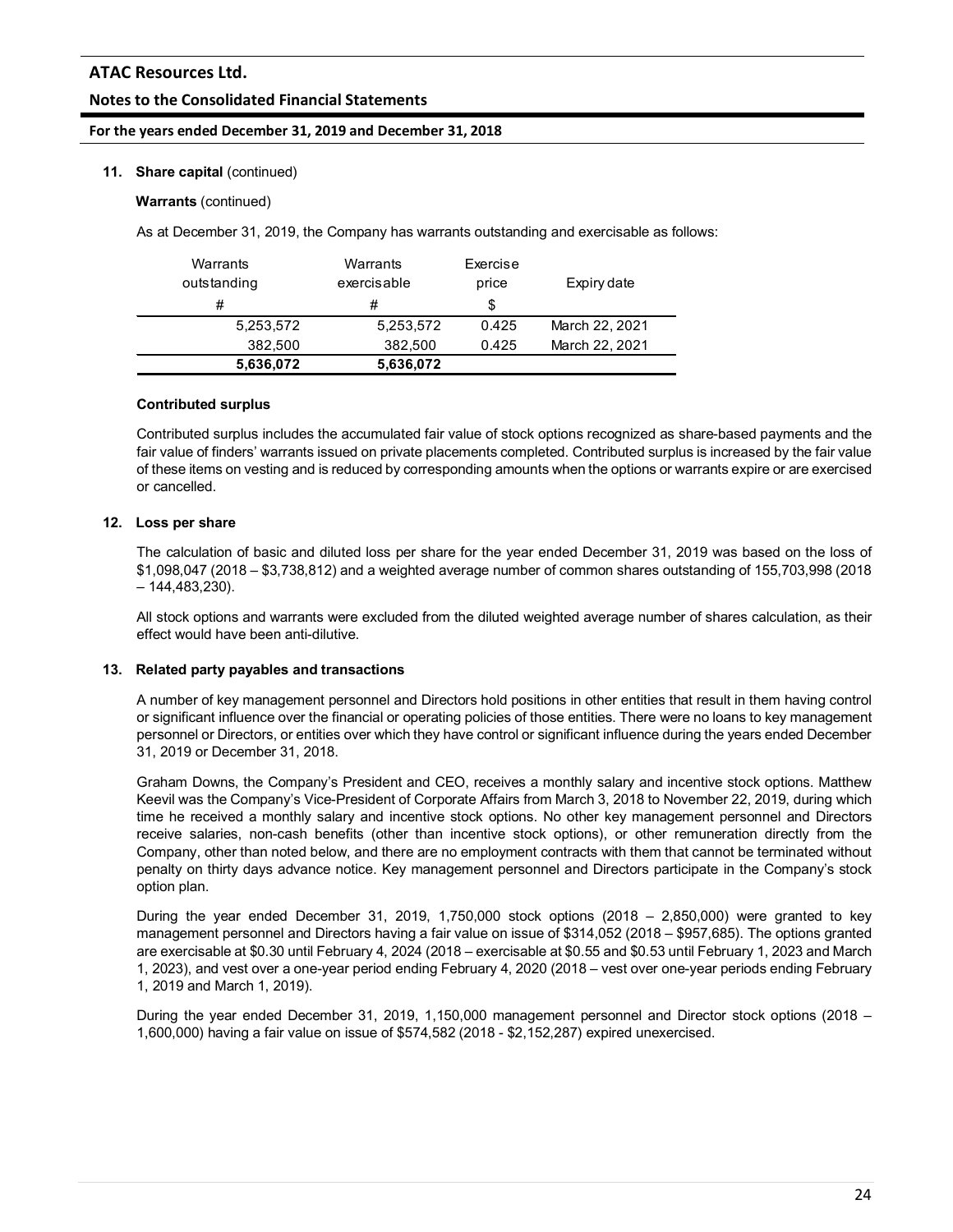**11. Share capital** (continued)

**Warrants** (continued)

As at December 31, 2019, the Company has warrants outstanding and exercisable as follows:

| Warrants outstanding | Warrants exercisable | Exercise price | Expiry date |
|---|---|---|---|
| # | # | $ | |
| 5,253,572 | 5,253,572 | 0.425 | March 22, 2021 |
| 382,500 | 382,500 | 0.425 | March 22, 2021 |
| **5,636,072** | **5,636,072** | | |

**Contributed surplus**

Contributed surplus includes the accumulated fair value of stock options recognized as share-based payments and the fair value of finders' warrants issued on private placements completed. Contributed surplus is increased by the fair value of these items on vesting and is reduced by corresponding amounts when the options or warrants expire or are exercised or cancelled.

**12. Loss per share**

The calculation of basic and diluted loss per share for the year ended December 31, 2019 was based on the loss of $1,098,047 (2018 – $3,738,812) and a weighted average number of common shares outstanding of 155,703,998 (2018 – 144,483,230).

All stock options and warrants were excluded from the diluted weighted average number of shares calculation, as their effect would have been anti-dilutive.

**13. Related party payables and transactions**

A number of key management personnel and Directors hold positions in other entities that result in them having control or significant influence over the financial or operating policies of those entities. There were no loans to key management personnel or Directors, or entities over which they have control or significant influence during the years ended December 31, 2019 or December 31, 2018.

Graham Downs, the Company's President and CEO, receives a monthly salary and incentive stock options. Matthew Keevil was the Company's Vice-President of Corporate Affairs from March 3, 2018 to November 22, 2019, during which time he received a monthly salary and incentive stock options. No other key management personnel and Directors receive salaries, non-cash benefits (other than incentive stock options), or other remuneration directly from the Company, other than noted below, and there are no employment contracts with them that cannot be terminated without penalty on thirty days advance notice. Key management personnel and Directors participate in the Company's stock option plan.

During the year ended December 31, 2019, 1,750,000 stock options (2018 – 2,850,000) were granted to key management personnel and Directors having a fair value on issue of $314,052 (2018 – $957,685). The options granted are exercisable at $0.30 until February 4, 2024 (2018 – exercisable at $0.55 and $0.53 until February 1, 2023 and March 1, 2023), and vest over a one-year period ending February 4, 2020 (2018 – vest over one-year periods ending February 1, 2019 and March 1, 2019).

During the year ended December 31, 2019, 1,150,000 management personnel and Director stock options (2018 – 1,600,000) having a fair value on issue of $574,582 (2018 - $2,152,287) expired unexercised.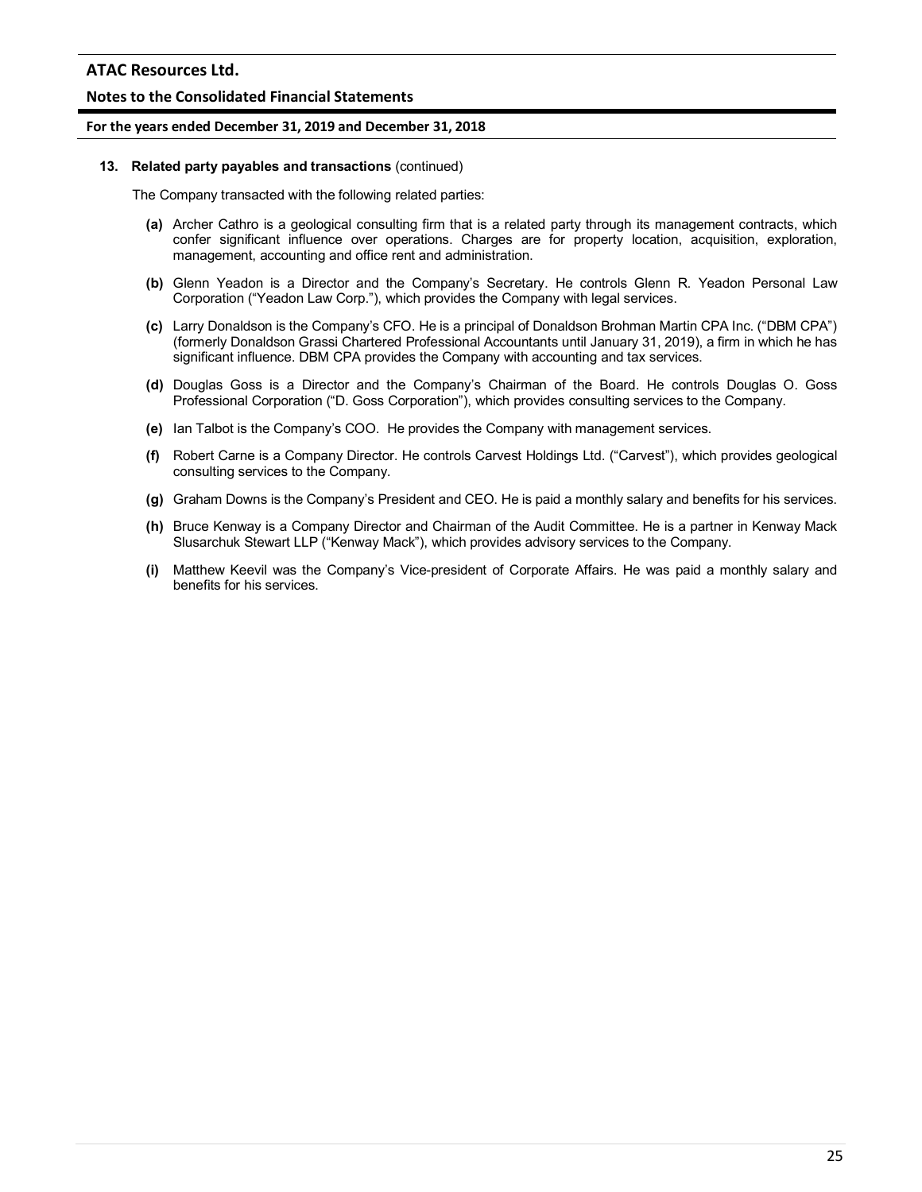### 13. Related party payables and transactions (continued)

The Company transacted with the following related parties:

**(a)** Archer Cathro is a geological consulting firm that is a related party through its management contracts, which confer significant influence over operations. Charges are for property location, acquisition, exploration, management, accounting and office rent and administration.

**(b)** Glenn Yeadon is a Director and the Company's Secretary. He controls Glenn R. Yeadon Personal Law Corporation ("Yeadon Law Corp."), which provides the Company with legal services.

**(c)** Larry Donaldson is the Company's CFO. He is a principal of Donaldson Brohman Martin CPA Inc. ("DBM CPA") (formerly Donaldson Grassi Chartered Professional Accountants until January 31, 2019), a firm in which he has significant influence. DBM CPA provides the Company with accounting and tax services.

**(d)** Douglas Goss is a Director and the Company's Chairman of the Board. He controls Douglas O. Goss Professional Corporation ("D. Goss Corporation"), which provides consulting services to the Company.

**(e)** Ian Talbot is the Company's COO. He provides the Company with management services.

**(f)** Robert Carne is a Company Director. He controls Carvest Holdings Ltd. ("Carvest"), which provides geological consulting services to the Company.

**(g)** Graham Downs is the Company's President and CEO. He is paid a monthly salary and benefits for his services.

**(h)** Bruce Kenway is a Company Director and Chairman of the Audit Committee. He is a partner in Kenway Mack Slusarchuk Stewart LLP ("Kenway Mack"), which provides advisory services to the Company.

**(i)** Matthew Keevil was the Company's Vice-president of Corporate Affairs. He was paid a monthly salary and benefits for his services.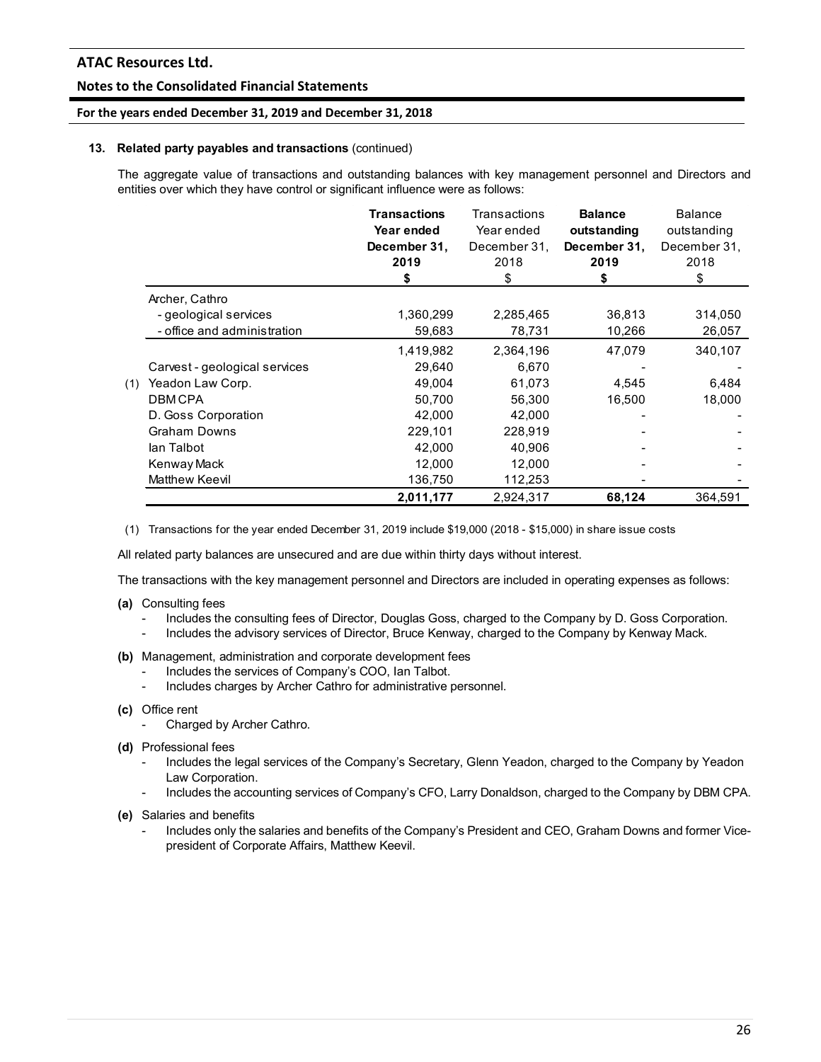### 13. Related party payables and transactions (continued)

The aggregate value of transactions and outstanding balances with key management personnel and Directors and entities over which they have control or significant influence were as follows:

| | **Transactions Year ended December 31, 2019** | Transactions Year ended December 31, 2018 | **Balance outstanding December 31, 2019** | Balance outstanding December 31, 2018 |
|---|---|---|---|---|
| | **$** | $ | **$** | $ |
| Archer, Cathro | | | | |
| - geological services | 1,360,299 | 2,285,465 | 36,813 | 314,050 |
| - office and administration | 59,683 | 78,731 | 10,266 | 26,057 |
| | 1,419,982 | 2,364,196 | 47,079 | 340,107 |
| Carvest - geological services | 29,640 | 6,670 | - | - |
| (1) Yeadon Law Corp. | 49,004 | 61,073 | 4,545 | 6,484 |
| DBM CPA | 50,700 | 56,300 | 16,500 | 18,000 |
| D. Goss Corporation | 42,000 | 42,000 | - | - |
| Graham Downs | 229,101 | 228,919 | - | - |
| Ian Talbot | 42,000 | 40,906 | - | - |
| Kenway Mack | 12,000 | 12,000 | - | - |
| Matthew Keevil | 136,750 | 112,253 | - | - |
| | **2,011,177** | 2,924,317 | **68,124** | 364,591 |

(1) Transactions for the year ended December 31, 2019 include $19,000 (2018 - $15,000) in share issue costs

All related party balances are unsecured and are due within thirty days without interest.

The transactions with the key management personnel and Directors are included in operating expenses as follows:

**(a)** Consulting fees
- Includes the consulting fees of Director, Douglas Goss, charged to the Company by D. Goss Corporation.
- Includes the advisory services of Director, Bruce Kenway, charged to the Company by Kenway Mack.

**(b)** Management, administration and corporate development fees
- Includes the services of Company's COO, Ian Talbot.
- Includes charges by Archer Cathro for administrative personnel.

**(c)** Office rent
- Charged by Archer Cathro.

**(d)** Professional fees
- Includes the legal services of the Company's Secretary, Glenn Yeadon, charged to the Company by Yeadon Law Corporation.
- Includes the accounting services of Company's CFO, Larry Donaldson, charged to the Company by DBM CPA.

**(e)** Salaries and benefits
- Includes only the salaries and benefits of the Company's President and CEO, Graham Downs and former Vice-president of Corporate Affairs, Matthew Keevil.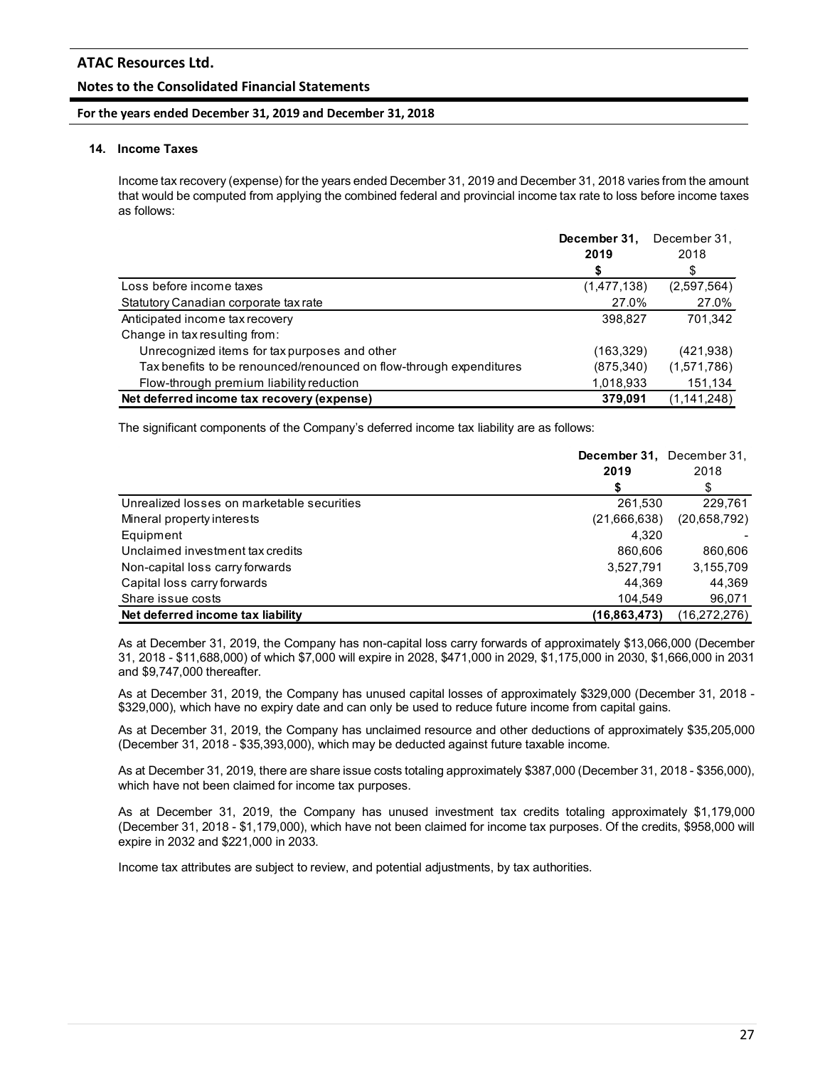## 14. Income Taxes

Income tax recovery (expense) for the years ended December 31, 2019 and December 31, 2018 varies from the amount that would be computed from applying the combined federal and provincial income tax rate to loss before income taxes as follows:

| | **December 31, 2019** | December 31, 2018 |
|---|---|---|
| | **$** | $ |
| Loss before income taxes | (1,477,138) | (2,597,564) |
| Statutory Canadian corporate tax rate | 27.0% | 27.0% |
| Anticipated income tax recovery | 398,827 | 701,342 |
| Change in tax resulting from: | | |
| Unrecognized items for tax purposes and other | (163,329) | (421,938) |
| Tax benefits to be renounced/renounced on flow-through expenditures | (875,340) | (1,571,786) |
| Flow-through premium liability reduction | 1,018,933 | 151,134 |
| **Net deferred income tax recovery (expense)** | **379,091** | (1,141,248) |

The significant components of the Company's deferred income tax liability are as follows:

| | **December 31, 2019** | December 31, 2018 |
|---|---|---|
| | **$** | $ |
| Unrealized losses on marketable securities | 261,530 | 229,761 |
| Mineral property interests | (21,666,638) | (20,658,792) |
| Equipment | 4,320 | - |
| Unclaimed investment tax credits | 860,606 | 860,606 |
| Non-capital loss carry forwards | 3,527,791 | 3,155,709 |
| Capital loss carry forwards | 44,369 | 44,369 |
| Share issue costs | 104,549 | 96,071 |
| **Net deferred income tax liability** | **(16,863,473)** | (16,272,276) |

As at December 31, 2019, the Company has non-capital loss carry forwards of approximately $13,066,000 (December 31, 2018 - $11,688,000) of which $7,000 will expire in 2028, $471,000 in 2029, $1,175,000 in 2030, $1,666,000 in 2031 and $9,747,000 thereafter.

As at December 31, 2019, the Company has unused capital losses of approximately $329,000 (December 31, 2018 - $329,000), which have no expiry date and can only be used to reduce future income from capital gains.

As at December 31, 2019, the Company has unclaimed resource and other deductions of approximately $35,205,000 (December 31, 2018 - $35,393,000), which may be deducted against future taxable income.

As at December 31, 2019, there are share issue costs totaling approximately $387,000 (December 31, 2018 - $356,000), which have not been claimed for income tax purposes.

As at December 31, 2019, the Company has unused investment tax credits totaling approximately $1,179,000 (December 31, 2018 - $1,179,000), which have not been claimed for income tax purposes. Of the credits, $958,000 will expire in 2032 and $221,000 in 2033.

Income tax attributes are subject to review, and potential adjustments, by tax authorities.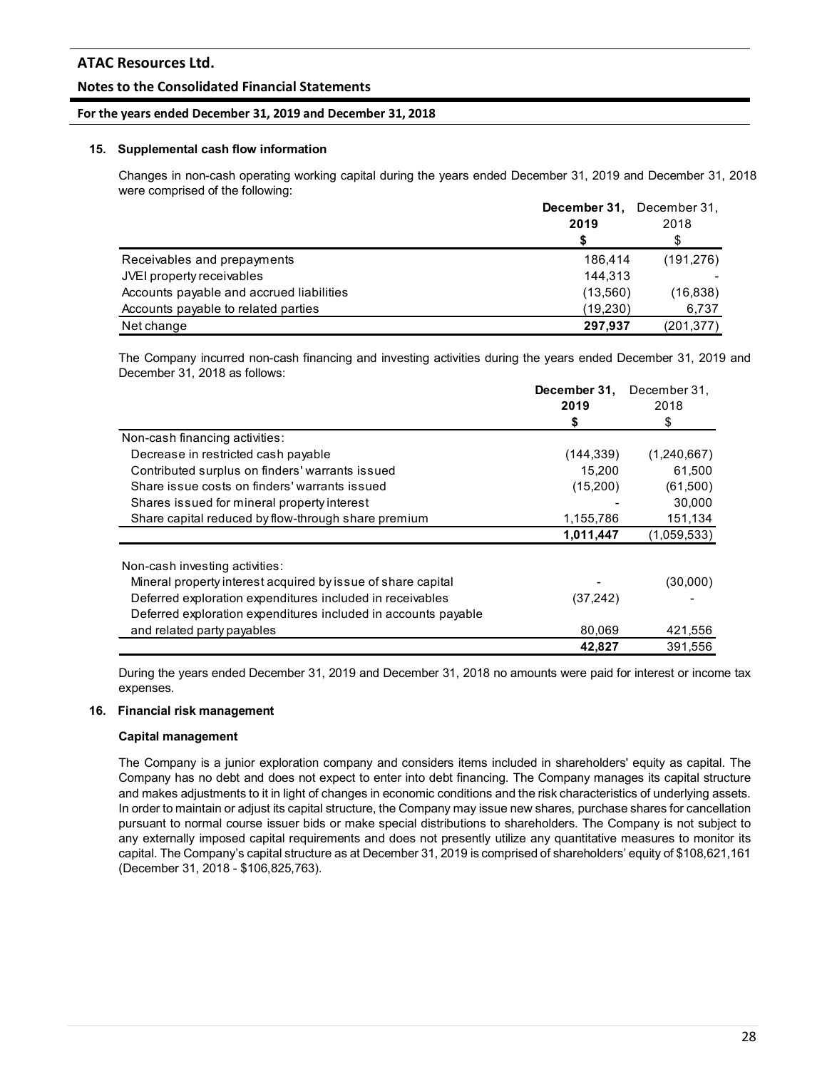## 15. Supplemental cash flow information

Changes in non-cash operating working capital during the years ended December 31, 2019 and December 31, 2018 were comprised of the following:

| | **December 31, 2019** | December 31, 2018 |
|---|---|---|
| | **$** | $ |
| Receivables and prepayments | 186,414 | (191,276) |
| JVEI property receivables | 144,313 | - |
| Accounts payable and accrued liabilities | (13,560) | (16,838) |
| Accounts payable to related parties | (19,230) | 6,737 |
| Net change | **297,937** | (201,377) |

The Company incurred non-cash financing and investing activities during the years ended December 31, 2019 and December 31, 2018 as follows:

| | **December 31, 2019** | December 31, 2018 |
|---|---|---|
| | **$** | $ |
| Non-cash financing activities: | | |
| Decrease in restricted cash payable | (144,339) | (1,240,667) |
| Contributed surplus on finders' warrants issued | 15,200 | 61,500 |
| Share issue costs on finders' warrants issued | (15,200) | (61,500) |
| Shares issued for mineral property interest | - | 30,000 |
| Share capital reduced by flow-through share premium | 1,155,786 | 151,134 |
| | **1,011,447** | (1,059,533) |
| Non-cash investing activities: | | |
| Mineral property interest acquired by issue of share capital | - | (30,000) |
| Deferred exploration expenditures included in receivables | (37,242) | - |
| Deferred exploration expenditures included in accounts payable and related party payables | 80,069 | 421,556 |
| | **42,827** | 391,556 |

During the years ended December 31, 2019 and December 31, 2018 no amounts were paid for interest or income tax expenses.

## 16. Financial risk management

### Capital management

The Company is a junior exploration company and considers items included in shareholders' equity as capital. The Company has no debt and does not expect to enter into debt financing. The Company manages its capital structure and makes adjustments to it in light of changes in economic conditions and the risk characteristics of underlying assets. In order to maintain or adjust its capital structure, the Company may issue new shares, purchase shares for cancellation pursuant to normal course issuer bids or make special distributions to shareholders. The Company is not subject to any externally imposed capital requirements and does not presently utilize any quantitative measures to monitor its capital. The Company's capital structure as at December 31, 2019 is comprised of shareholders' equity of $108,621,161 (December 31, 2018 - $106,825,763).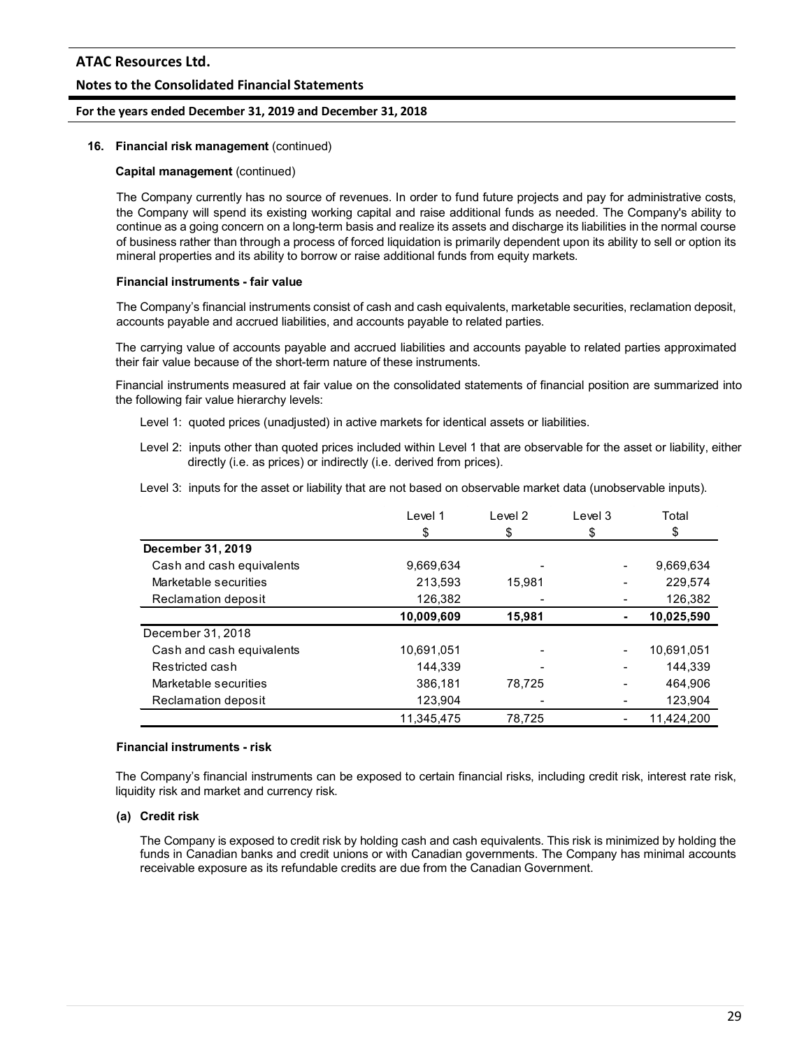**16. Financial risk management** (continued)

**Capital management** (continued)

The Company currently has no source of revenues. In order to fund future projects and pay for administrative costs, the Company will spend its existing working capital and raise additional funds as needed. The Company's ability to continue as a going concern on a long-term basis and realize its assets and discharge its liabilities in the normal course of business rather than through a process of forced liquidation is primarily dependent upon its ability to sell or option its mineral properties and its ability to borrow or raise additional funds from equity markets.

**Financial instruments - fair value**

The Company's financial instruments consist of cash and cash equivalents, marketable securities, reclamation deposit, accounts payable and accrued liabilities, and accounts payable to related parties.

The carrying value of accounts payable and accrued liabilities and accounts payable to related parties approximated their fair value because of the short-term nature of these instruments.

Financial instruments measured at fair value on the consolidated statements of financial position are summarized into the following fair value hierarchy levels:

Level 1: quoted prices (unadjusted) in active markets for identical assets or liabilities.

Level 2: inputs other than quoted prices included within Level 1 that are observable for the asset or liability, either directly (i.e. as prices) or indirectly (i.e. derived from prices).

Level 3: inputs for the asset or liability that are not based on observable market data (unobservable inputs).

| | Level 1 | Level 2 | Level 3 | Total |
|---|---|---|---|---|
| | $ | $ | $ | $ |
| **December 31, 2019** | | | | |
| Cash and cash equivalents | 9,669,634 | - | - | 9,669,634 |
| Marketable securities | 213,593 | 15,981 | - | 229,574 |
| Reclamation deposit | 126,382 | - | - | 126,382 |
| | **10,009,609** | **15,981** | **-** | **10,025,590** |
| December 31, 2018 | | | | |
| Cash and cash equivalents | 10,691,051 | - | - | 10,691,051 |
| Restricted cash | 144,339 | - | - | 144,339 |
| Marketable securities | 386,181 | 78,725 | - | 464,906 |
| Reclamation deposit | 123,904 | - | - | 123,904 |
| | 11,345,475 | 78,725 | - | 11,424,200 |

**Financial instruments - risk**

The Company's financial instruments can be exposed to certain financial risks, including credit risk, interest rate risk, liquidity risk and market and currency risk.

**(a) Credit risk**

The Company is exposed to credit risk by holding cash and cash equivalents. This risk is minimized by holding the funds in Canadian banks and credit unions or with Canadian governments. The Company has minimal accounts receivable exposure as its refundable credits are due from the Canadian Government.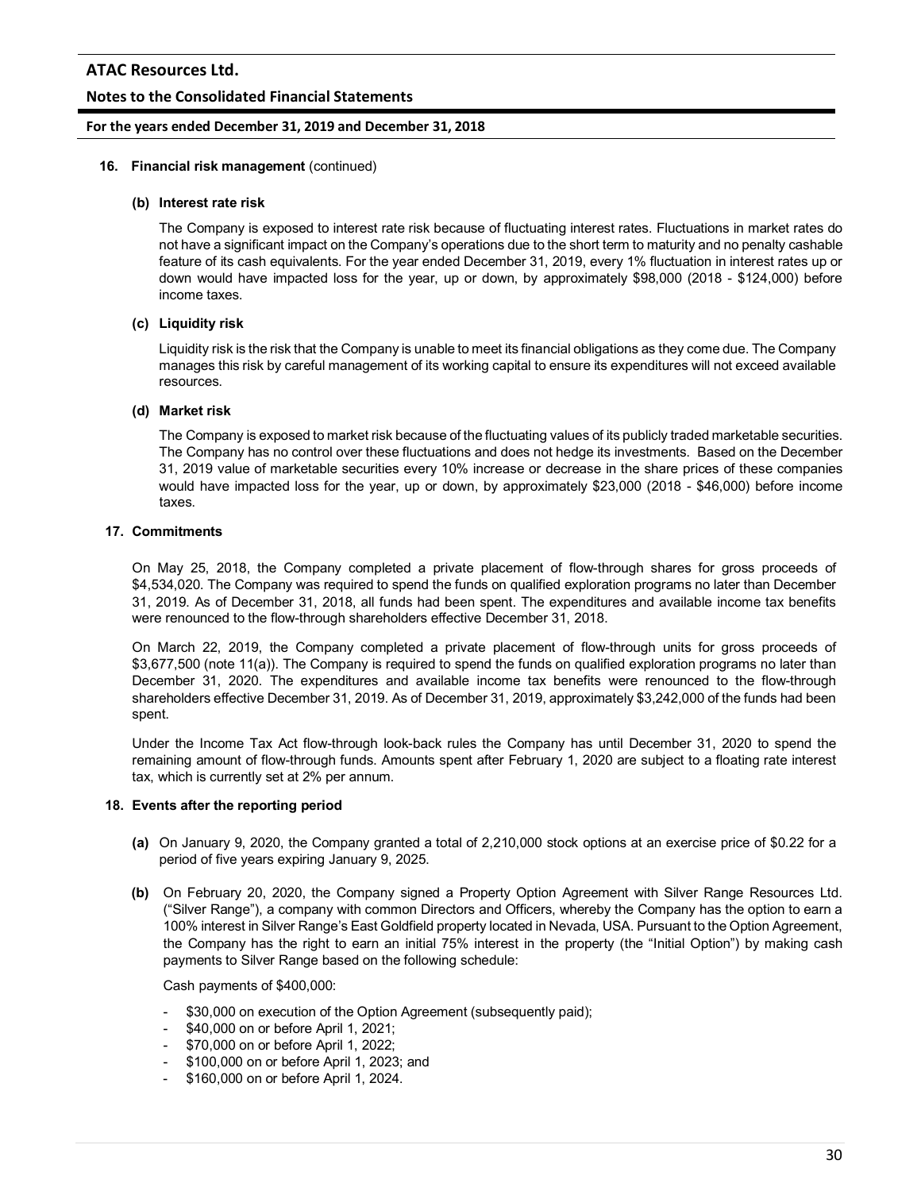**16. Financial risk management** (continued)

**(b) Interest rate risk**

The Company is exposed to interest rate risk because of fluctuating interest rates. Fluctuations in market rates do not have a significant impact on the Company's operations due to the short term to maturity and no penalty cashable feature of its cash equivalents. For the year ended December 31, 2019, every 1% fluctuation in interest rates up or down would have impacted loss for the year, up or down, by approximately $98,000 (2018 - $124,000) before income taxes.

**(c) Liquidity risk**

Liquidity risk is the risk that the Company is unable to meet its financial obligations as they come due. The Company manages this risk by careful management of its working capital to ensure its expenditures will not exceed available resources.

**(d) Market risk**

The Company is exposed to market risk because of the fluctuating values of its publicly traded marketable securities. The Company has no control over these fluctuations and does not hedge its investments. Based on the December 31, 2019 value of marketable securities every 10% increase or decrease in the share prices of these companies would have impacted loss for the year, up or down, by approximately $23,000 (2018 - $46,000) before income taxes.

**17. Commitments**

On May 25, 2018, the Company completed a private placement of flow-through shares for gross proceeds of $4,534,020. The Company was required to spend the funds on qualified exploration programs no later than December 31, 2019. As of December 31, 2018, all funds had been spent. The expenditures and available income tax benefits were renounced to the flow-through shareholders effective December 31, 2018.

On March 22, 2019, the Company completed a private placement of flow-through units for gross proceeds of $3,677,500 (note 11(a)). The Company is required to spend the funds on qualified exploration programs no later than December 31, 2020. The expenditures and available income tax benefits were renounced to the flow-through shareholders effective December 31, 2019. As of December 31, 2019, approximately $3,242,000 of the funds had been spent.

Under the Income Tax Act flow-through look-back rules the Company has until December 31, 2020 to spend the remaining amount of flow-through funds. Amounts spent after February 1, 2020 are subject to a floating rate interest tax, which is currently set at 2% per annum.

**18. Events after the reporting period**

**(a)** On January 9, 2020, the Company granted a total of 2,210,000 stock options at an exercise price of $0.22 for a period of five years expiring January 9, 2025.

**(b)** On February 20, 2020, the Company signed a Property Option Agreement with Silver Range Resources Ltd. ("Silver Range"), a company with common Directors and Officers, whereby the Company has the option to earn a 100% interest in Silver Range's East Goldfield property located in Nevada, USA. Pursuant to the Option Agreement, the Company has the right to earn an initial 75% interest in the property (the "Initial Option") by making cash payments to Silver Range based on the following schedule:

Cash payments of $400,000:

- $30,000 on execution of the Option Agreement (subsequently paid);
- $40,000 on or before April 1, 2021;
- $70,000 on or before April 1, 2022;
- $100,000 on or before April 1, 2023; and
- $160,000 on or before April 1, 2024.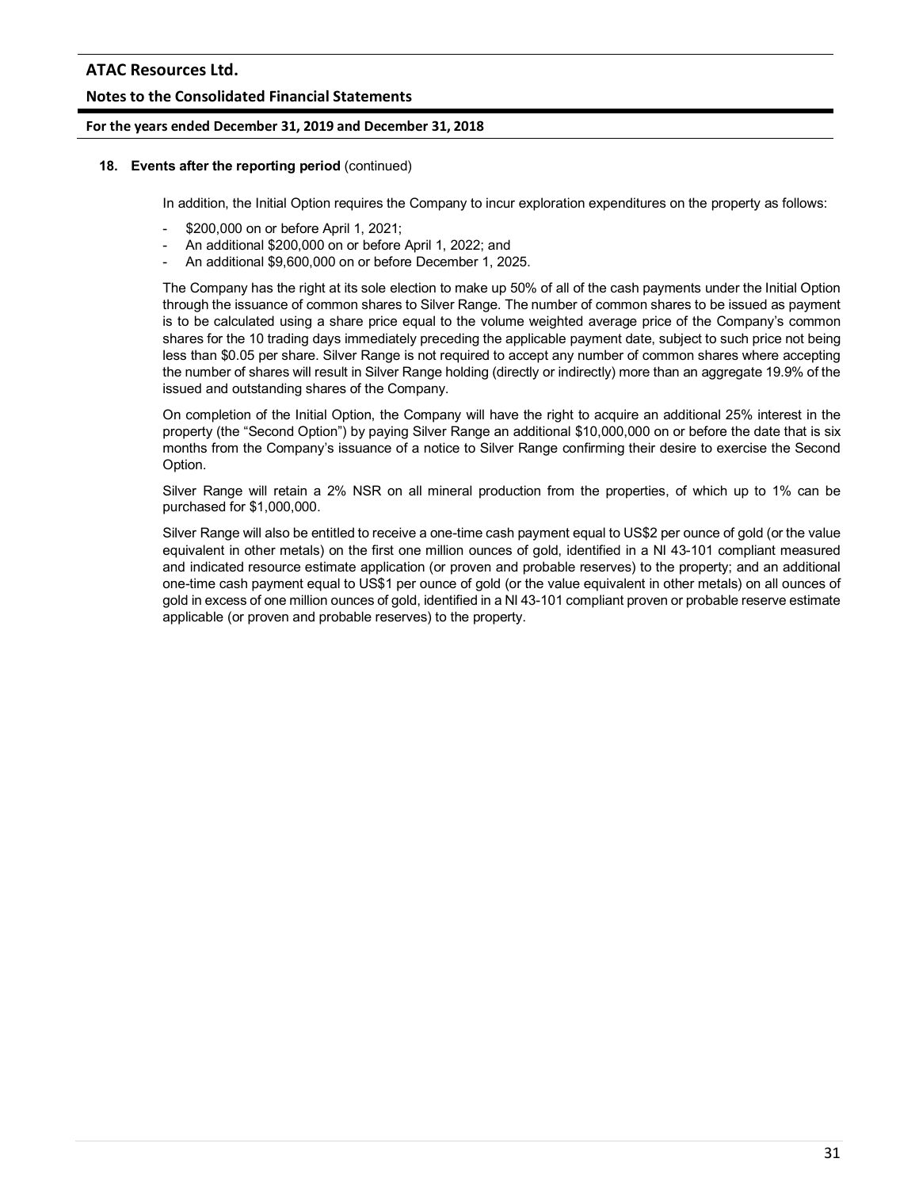## 18. Events after the reporting period (continued)

In addition, the Initial Option requires the Company to incur exploration expenditures on the property as follows:

- $200,000 on or before April 1, 2021;
- An additional $200,000 on or before April 1, 2022; and
- An additional $9,600,000 on or before December 1, 2025.

The Company has the right at its sole election to make up 50% of all of the cash payments under the Initial Option through the issuance of common shares to Silver Range. The number of common shares to be issued as payment is to be calculated using a share price equal to the volume weighted average price of the Company's common shares for the 10 trading days immediately preceding the applicable payment date, subject to such price not being less than $0.05 per share. Silver Range is not required to accept any number of common shares where accepting the number of shares will result in Silver Range holding (directly or indirectly) more than an aggregate 19.9% of the issued and outstanding shares of the Company.

On completion of the Initial Option, the Company will have the right to acquire an additional 25% interest in the property (the "Second Option") by paying Silver Range an additional $10,000,000 on or before the date that is six months from the Company's issuance of a notice to Silver Range confirming their desire to exercise the Second Option.

Silver Range will retain a 2% NSR on all mineral production from the properties, of which up to 1% can be purchased for $1,000,000.

Silver Range will also be entitled to receive a one-time cash payment equal to US$2 per ounce of gold (or the value equivalent in other metals) on the first one million ounces of gold, identified in a NI 43-101 compliant measured and indicated resource estimate application (or proven and probable reserves) to the property; and an additional one-time cash payment equal to US$1 per ounce of gold (or the value equivalent in other metals) on all ounces of gold in excess of one million ounces of gold, identified in a NI 43-101 compliant proven or probable reserve estimate applicable (or proven and probable reserves) to the property.